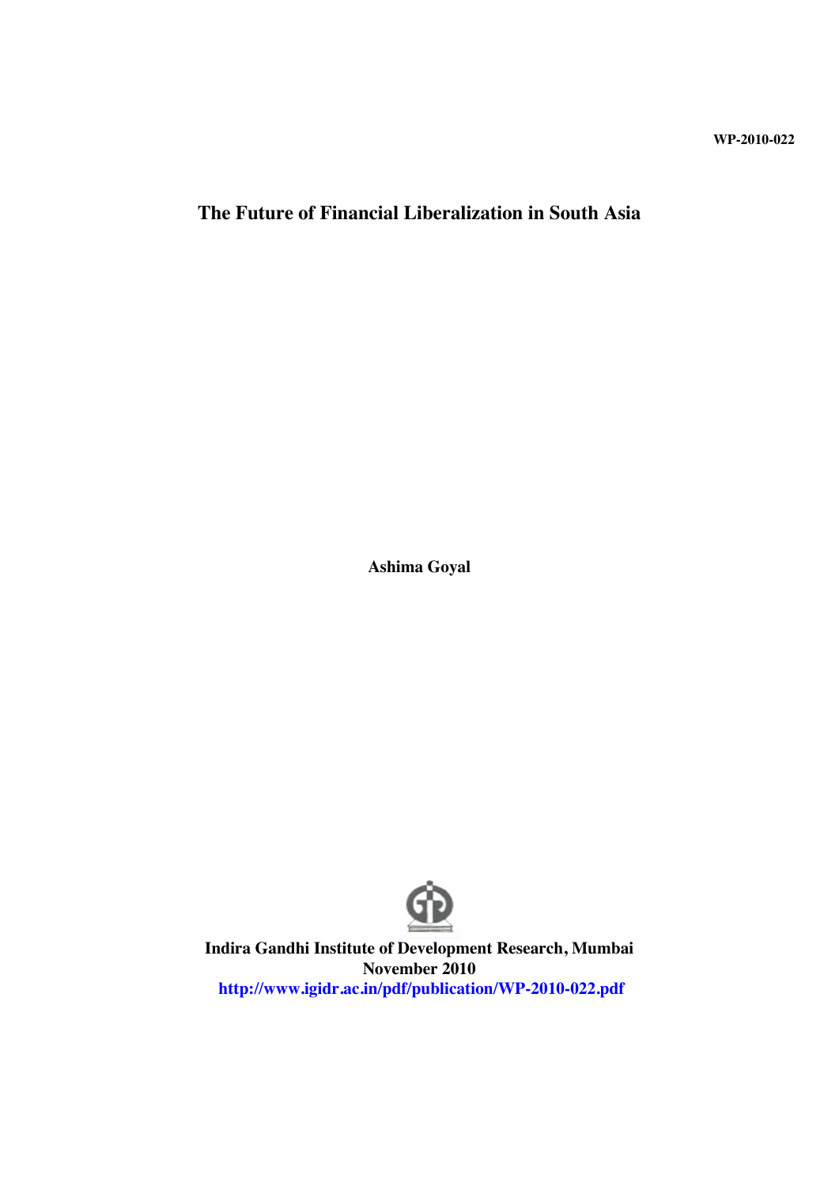WP-2010-022

# The Future of Financial Liberalization in South Asia

**Ashima Goyal**

**Indira Gandhi Institute of Development Research, Mumbai**
**November 2010**
**http://www.igidr.ac.in/pdf/publication/WP-2010-022.pdf**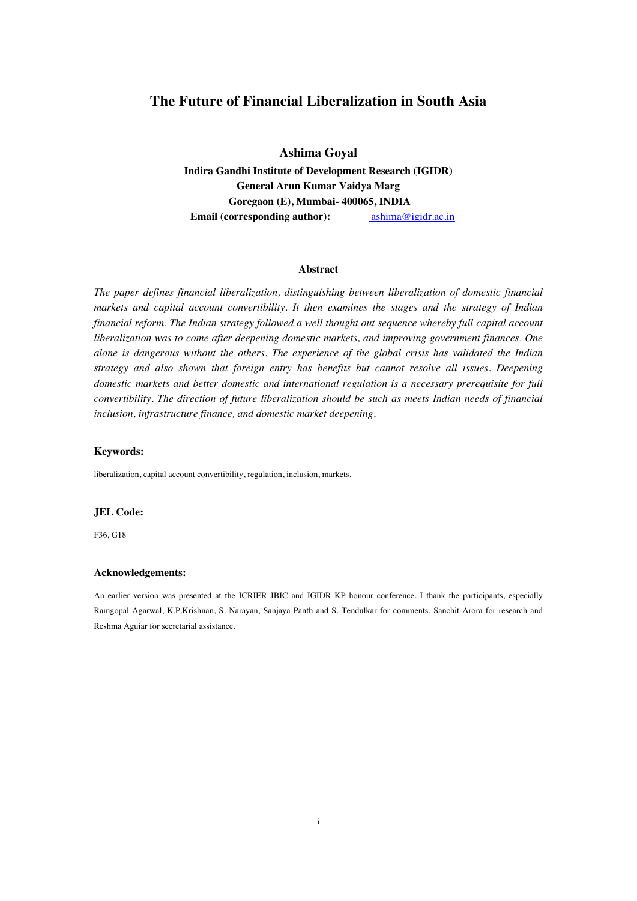# The Future of Financial Liberalization in South Asia

**Ashima Goyal**

**Indira Gandhi Institute of Development Research (IGIDR)**
**General Arun Kumar Vaidya Marg**
**Goregaon (E), Mumbai- 400065, INDIA**
**Email (corresponding author):** ashima@igidr.ac.in

### Abstract

*The paper defines financial liberalization, distinguishing between liberalization of domestic financial markets and capital account convertibility. It then examines the stages and the strategy of Indian financial reform. The Indian strategy followed a well thought out sequence whereby full capital account liberalization was to come after deepening domestic markets, and improving government finances. One alone is dangerous without the others. The experience of the global crisis has validated the Indian strategy and also shown that foreign entry has benefits but cannot resolve all issues. Deepening domestic markets and better domestic and international regulation is a necessary prerequisite for full convertibility. The direction of future liberalization should be such as meets Indian needs of financial inclusion, infrastructure finance, and domestic market deepening.*

#### Keywords:

liberalization, capital account convertibility, regulation, inclusion, markets.

#### JEL Code:

F36, G18

#### Acknowledgements:

An earlier version was presented at the ICRIER JBIC and IGIDR KP honour conference. I thank the participants, especially Ramgopal Agarwal, K.P.Krishnan, S. Narayan, Sanjaya Panth and S. Tendulkar for comments, Sanchit Arora for research and Reshma Aguiar for secretarial assistance.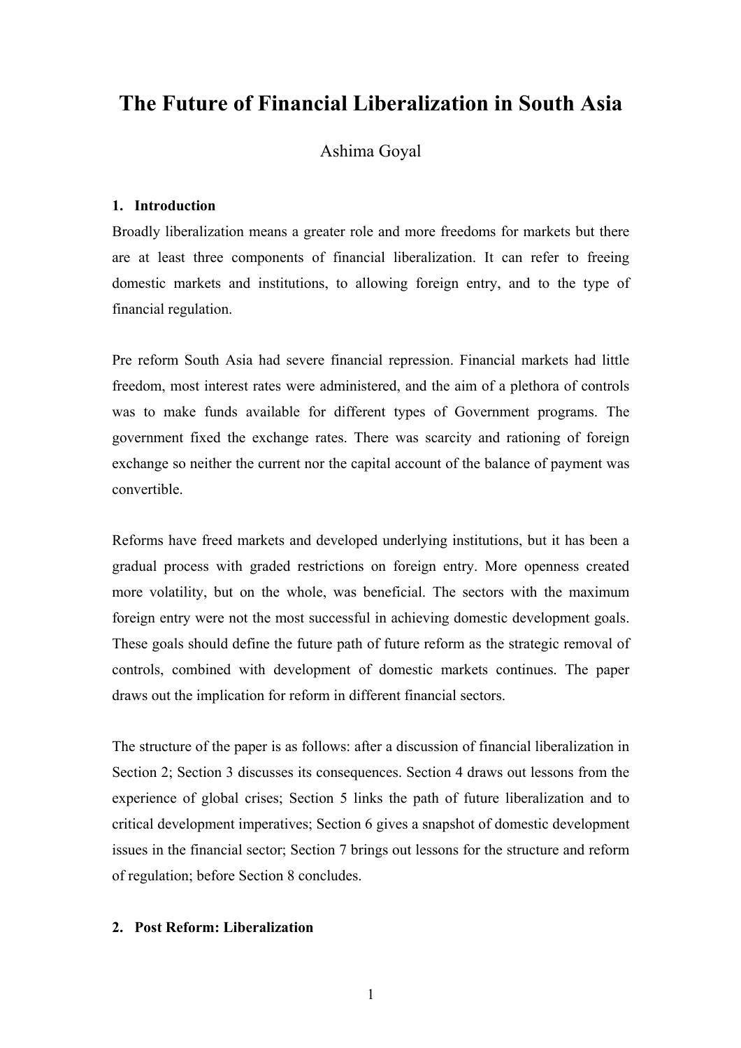# The Future of Financial Liberalization in South Asia

Ashima Goyal

## 1. Introduction

Broadly liberalization means a greater role and more freedoms for markets but there are at least three components of financial liberalization. It can refer to freeing domestic markets and institutions, to allowing foreign entry, and to the type of financial regulation.

Pre reform South Asia had severe financial repression. Financial markets had little freedom, most interest rates were administered, and the aim of a plethora of controls was to make funds available for different types of Government programs. The government fixed the exchange rates. There was scarcity and rationing of foreign exchange so neither the current nor the capital account of the balance of payment was convertible.

Reforms have freed markets and developed underlying institutions, but it has been a gradual process with graded restrictions on foreign entry. More openness created more volatility, but on the whole, was beneficial. The sectors with the maximum foreign entry were not the most successful in achieving domestic development goals. These goals should define the future path of future reform as the strategic removal of controls, combined with development of domestic markets continues. The paper draws out the implication for reform in different financial sectors.

The structure of the paper is as follows: after a discussion of financial liberalization in Section 2; Section 3 discusses its consequences. Section 4 draws out lessons from the experience of global crises; Section 5 links the path of future liberalization and to critical development imperatives; Section 6 gives a snapshot of domestic development issues in the financial sector; Section 7 brings out lessons for the structure and reform of regulation; before Section 8 concludes.

## 2. Post Reform: Liberalization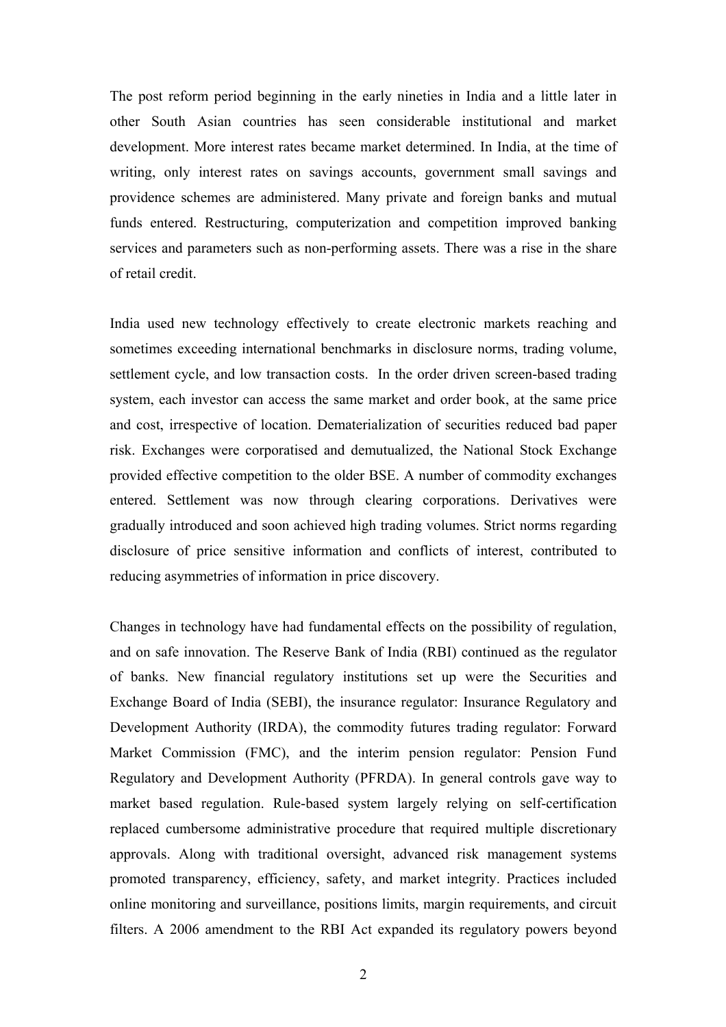The post reform period beginning in the early nineties in India and a little later in other South Asian countries has seen considerable institutional and market development. More interest rates became market determined. In India, at the time of writing, only interest rates on savings accounts, government small savings and providence schemes are administered. Many private and foreign banks and mutual funds entered. Restructuring, computerization and competition improved banking services and parameters such as non-performing assets. There was a rise in the share of retail credit.

India used new technology effectively to create electronic markets reaching and sometimes exceeding international benchmarks in disclosure norms, trading volume, settlement cycle, and low transaction costs. In the order driven screen-based trading system, each investor can access the same market and order book, at the same price and cost, irrespective of location. Dematerialization of securities reduced bad paper risk. Exchanges were corporatised and demutualized, the National Stock Exchange provided effective competition to the older BSE. A number of commodity exchanges entered. Settlement was now through clearing corporations. Derivatives were gradually introduced and soon achieved high trading volumes. Strict norms regarding disclosure of price sensitive information and conflicts of interest, contributed to reducing asymmetries of information in price discovery.

Changes in technology have had fundamental effects on the possibility of regulation, and on safe innovation. The Reserve Bank of India (RBI) continued as the regulator of banks. New financial regulatory institutions set up were the Securities and Exchange Board of India (SEBI), the insurance regulator: Insurance Regulatory and Development Authority (IRDA), the commodity futures trading regulator: Forward Market Commission (FMC), and the interim pension regulator: Pension Fund Regulatory and Development Authority (PFRDA). In general controls gave way to market based regulation. Rule-based system largely relying on self-certification replaced cumbersome administrative procedure that required multiple discretionary approvals. Along with traditional oversight, advanced risk management systems promoted transparency, efficiency, safety, and market integrity. Practices included online monitoring and surveillance, positions limits, margin requirements, and circuit filters. A 2006 amendment to the RBI Act expanded its regulatory powers beyond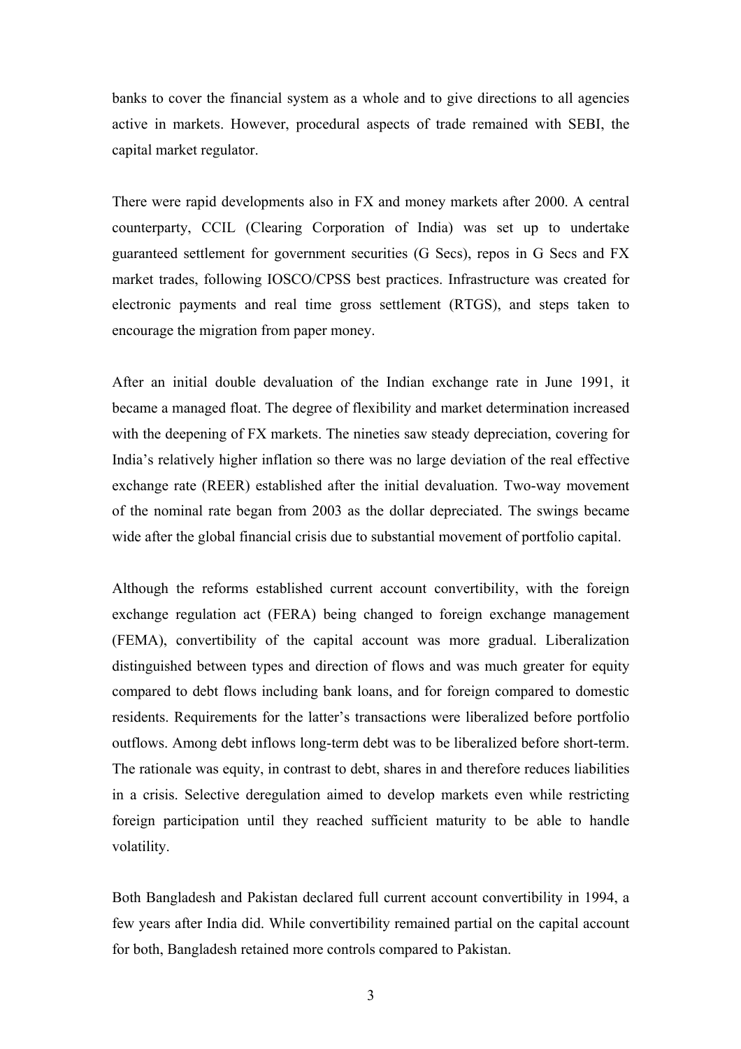banks to cover the financial system as a whole and to give directions to all agencies active in markets. However, procedural aspects of trade remained with SEBI, the capital market regulator.

There were rapid developments also in FX and money markets after 2000. A central counterparty, CCIL (Clearing Corporation of India) was set up to undertake guaranteed settlement for government securities (G Secs), repos in G Secs and FX market trades, following IOSCO/CPSS best practices. Infrastructure was created for electronic payments and real time gross settlement (RTGS), and steps taken to encourage the migration from paper money.

After an initial double devaluation of the Indian exchange rate in June 1991, it became a managed float. The degree of flexibility and market determination increased with the deepening of FX markets. The nineties saw steady depreciation, covering for India's relatively higher inflation so there was no large deviation of the real effective exchange rate (REER) established after the initial devaluation. Two-way movement of the nominal rate began from 2003 as the dollar depreciated. The swings became wide after the global financial crisis due to substantial movement of portfolio capital.

Although the reforms established current account convertibility, with the foreign exchange regulation act (FERA) being changed to foreign exchange management (FEMA), convertibility of the capital account was more gradual. Liberalization distinguished between types and direction of flows and was much greater for equity compared to debt flows including bank loans, and for foreign compared to domestic residents. Requirements for the latter's transactions were liberalized before portfolio outflows. Among debt inflows long-term debt was to be liberalized before short-term. The rationale was equity, in contrast to debt, shares in and therefore reduces liabilities in a crisis. Selective deregulation aimed to develop markets even while restricting foreign participation until they reached sufficient maturity to be able to handle volatility.

Both Bangladesh and Pakistan declared full current account convertibility in 1994, a few years after India did. While convertibility remained partial on the capital account for both, Bangladesh retained more controls compared to Pakistan.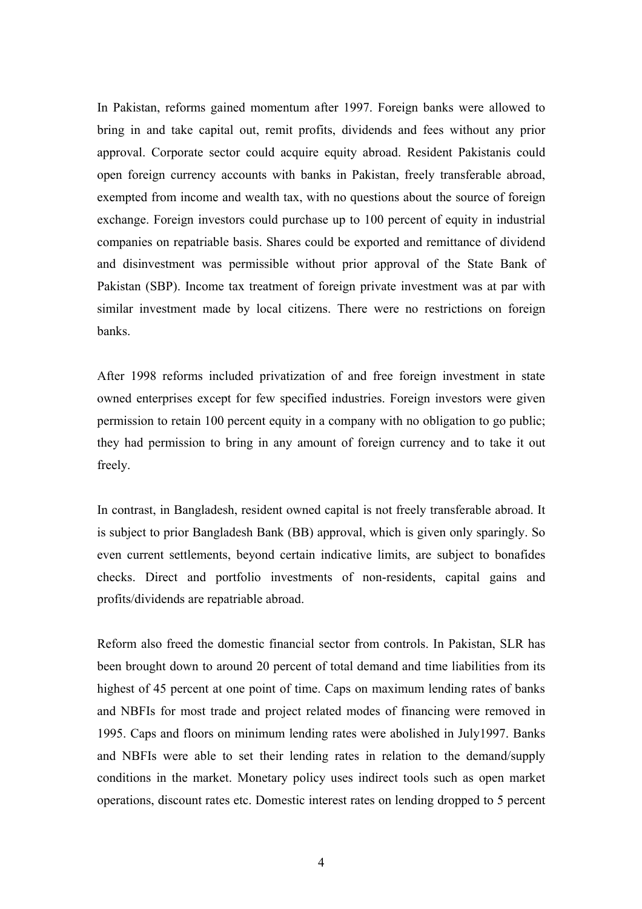In Pakistan, reforms gained momentum after 1997. Foreign banks were allowed to bring in and take capital out, remit profits, dividends and fees without any prior approval. Corporate sector could acquire equity abroad. Resident Pakistanis could open foreign currency accounts with banks in Pakistan, freely transferable abroad, exempted from income and wealth tax, with no questions about the source of foreign exchange. Foreign investors could purchase up to 100 percent of equity in industrial companies on repatriable basis. Shares could be exported and remittance of dividend and disinvestment was permissible without prior approval of the State Bank of Pakistan (SBP). Income tax treatment of foreign private investment was at par with similar investment made by local citizens. There were no restrictions on foreign banks.

After 1998 reforms included privatization of and free foreign investment in state owned enterprises except for few specified industries. Foreign investors were given permission to retain 100 percent equity in a company with no obligation to go public; they had permission to bring in any amount of foreign currency and to take it out freely.

In contrast, in Bangladesh, resident owned capital is not freely transferable abroad. It is subject to prior Bangladesh Bank (BB) approval, which is given only sparingly. So even current settlements, beyond certain indicative limits, are subject to bonafides checks. Direct and portfolio investments of non-residents, capital gains and profits/dividends are repatriable abroad.

Reform also freed the domestic financial sector from controls. In Pakistan, SLR has been brought down to around 20 percent of total demand and time liabilities from its highest of 45 percent at one point of time. Caps on maximum lending rates of banks and NBFIs for most trade and project related modes of financing were removed in 1995. Caps and floors on minimum lending rates were abolished in July1997. Banks and NBFIs were able to set their lending rates in relation to the demand/supply conditions in the market. Monetary policy uses indirect tools such as open market operations, discount rates etc. Domestic interest rates on lending dropped to 5 percent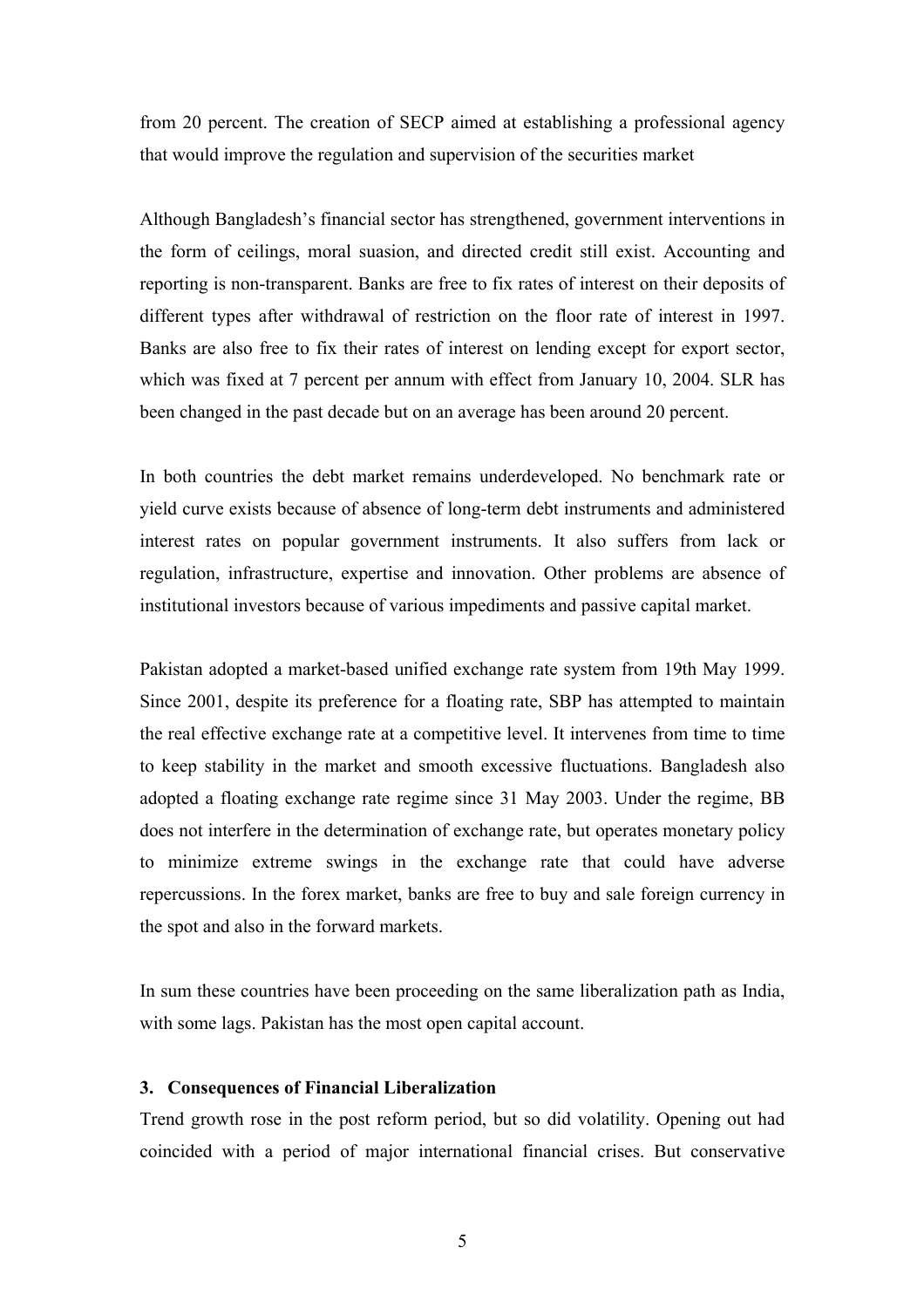from 20 percent. The creation of SECP aimed at establishing a professional agency that would improve the regulation and supervision of the securities market

Although Bangladesh's financial sector has strengthened, government interventions in the form of ceilings, moral suasion, and directed credit still exist. Accounting and reporting is non-transparent. Banks are free to fix rates of interest on their deposits of different types after withdrawal of restriction on the floor rate of interest in 1997. Banks are also free to fix their rates of interest on lending except for export sector, which was fixed at 7 percent per annum with effect from January 10, 2004. SLR has been changed in the past decade but on an average has been around 20 percent.

In both countries the debt market remains underdeveloped. No benchmark rate or yield curve exists because of absence of long-term debt instruments and administered interest rates on popular government instruments. It also suffers from lack or regulation, infrastructure, expertise and innovation. Other problems are absence of institutional investors because of various impediments and passive capital market.

Pakistan adopted a market-based unified exchange rate system from 19th May 1999. Since 2001, despite its preference for a floating rate, SBP has attempted to maintain the real effective exchange rate at a competitive level. It intervenes from time to time to keep stability in the market and smooth excessive fluctuations. Bangladesh also adopted a floating exchange rate regime since 31 May 2003. Under the regime, BB does not interfere in the determination of exchange rate, but operates monetary policy to minimize extreme swings in the exchange rate that could have adverse repercussions. In the forex market, banks are free to buy and sale foreign currency in the spot and also in the forward markets.

In sum these countries have been proceeding on the same liberalization path as India, with some lags. Pakistan has the most open capital account.

### 3. Consequences of Financial Liberalization

Trend growth rose in the post reform period, but so did volatility. Opening out had coincided with a period of major international financial crises. But conservative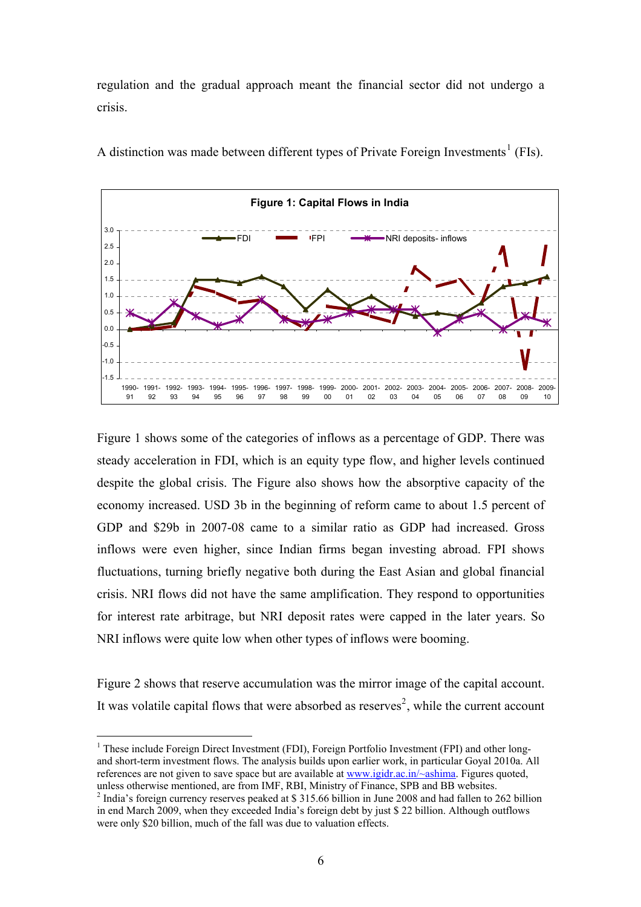regulation and the gradual approach meant the financial sector did not undergo a crisis.

A distinction was made between different types of Private Foreign Investments[1] (FIs).

**Figure 1: Capital Flows in India**

Figure 1 shows some of the categories of inflows as a percentage of GDP. There was steady acceleration in FDI, which is an equity type flow, and higher levels continued despite the global crisis. The Figure also shows how the absorptive capacity of the economy increased. USD 3b in the beginning of reform came to about 1.5 percent of GDP and $29b in 2007-08 came to a similar ratio as GDP had increased. Gross inflows were even higher, since Indian firms began investing abroad. FPI shows fluctuations, turning briefly negative both during the East Asian and global financial crisis. NRI flows did not have the same amplification. They respond to opportunities for interest rate arbitrage, but NRI deposit rates were capped in the later years. So NRI inflows were quite low when other types of inflows were booming.

Figure 2 shows that reserve accumulation was the mirror image of the capital account. It was volatile capital flows that were absorbed as reserves[2], while the current account

---

[1] These include Foreign Direct Investment (FDI), Foreign Portfolio Investment (FPI) and other long- and short-term investment flows. The analysis builds upon earlier work, in particular Goyal 2010a. All references are not given to save space but are available at www.igidr.ac.in/~ashima. Figures quoted, unless otherwise mentioned, are from IMF, RBI, Ministry of Finance, SPB and BB websites.

[2] India's foreign currency reserves peaked at $ 315.66 billion in June 2008 and had fallen to 262 billion in end March 2009, when they exceeded India's foreign debt by just $ 22 billion. Although outflows were only $20 billion, much of the fall was due to valuation effects.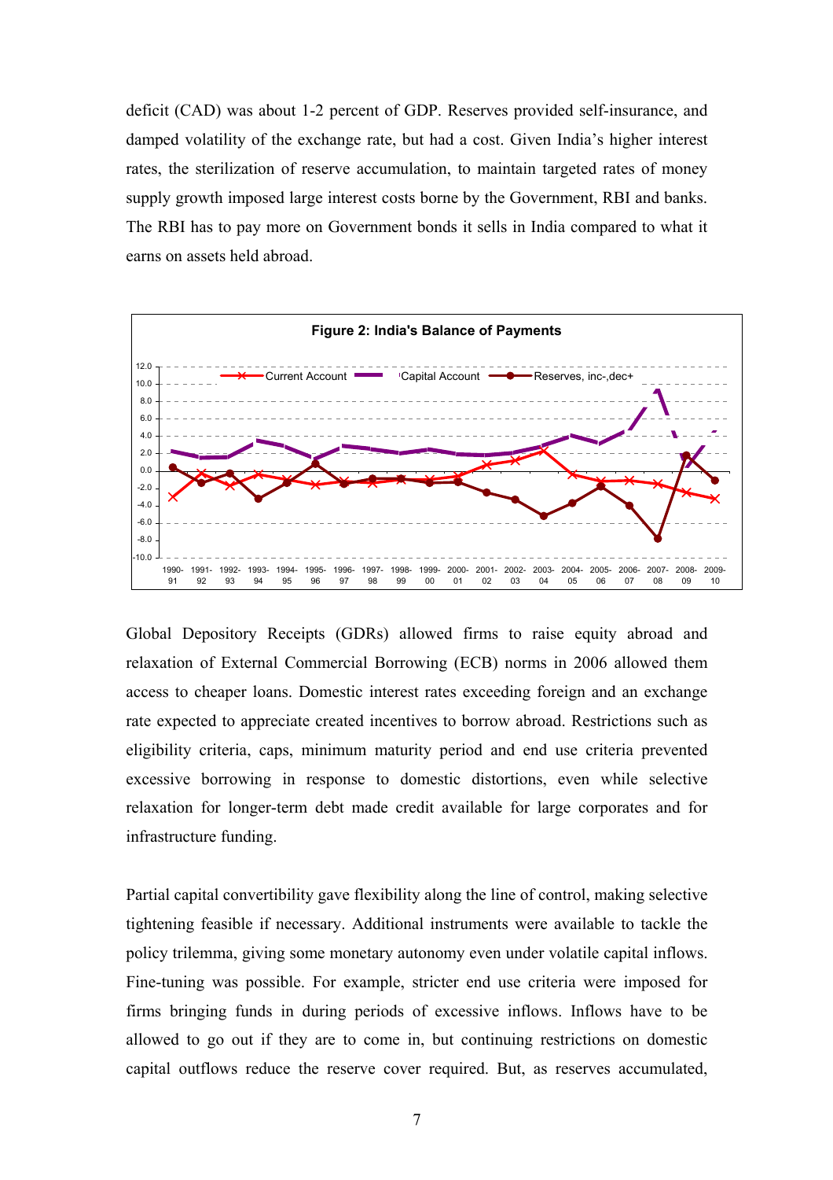deficit (CAD) was about 1-2 percent of GDP. Reserves provided self-insurance, and damped volatility of the exchange rate, but had a cost. Given India's higher interest rates, the sterilization of reserve accumulation, to maintain targeted rates of money supply growth imposed large interest costs borne by the Government, RBI and banks. The RBI has to pay more on Government bonds it sells in India compared to what it earns on assets held abroad.

**Figure 2: India's Balance of Payments**

Global Depository Receipts (GDRs) allowed firms to raise equity abroad and relaxation of External Commercial Borrowing (ECB) norms in 2006 allowed them access to cheaper loans. Domestic interest rates exceeding foreign and an exchange rate expected to appreciate created incentives to borrow abroad. Restrictions such as eligibility criteria, caps, minimum maturity period and end use criteria prevented excessive borrowing in response to domestic distortions, even while selective relaxation for longer-term debt made credit available for large corporates and for infrastructure funding.

Partial capital convertibility gave flexibility along the line of control, making selective tightening feasible if necessary. Additional instruments were available to tackle the policy trilemma, giving some monetary autonomy even under volatile capital inflows. Fine-tuning was possible. For example, stricter end use criteria were imposed for firms bringing funds in during periods of excessive inflows. Inflows have to be allowed to go out if they are to come in, but continuing restrictions on domestic capital outflows reduce the reserve cover required. But, as reserves accumulated,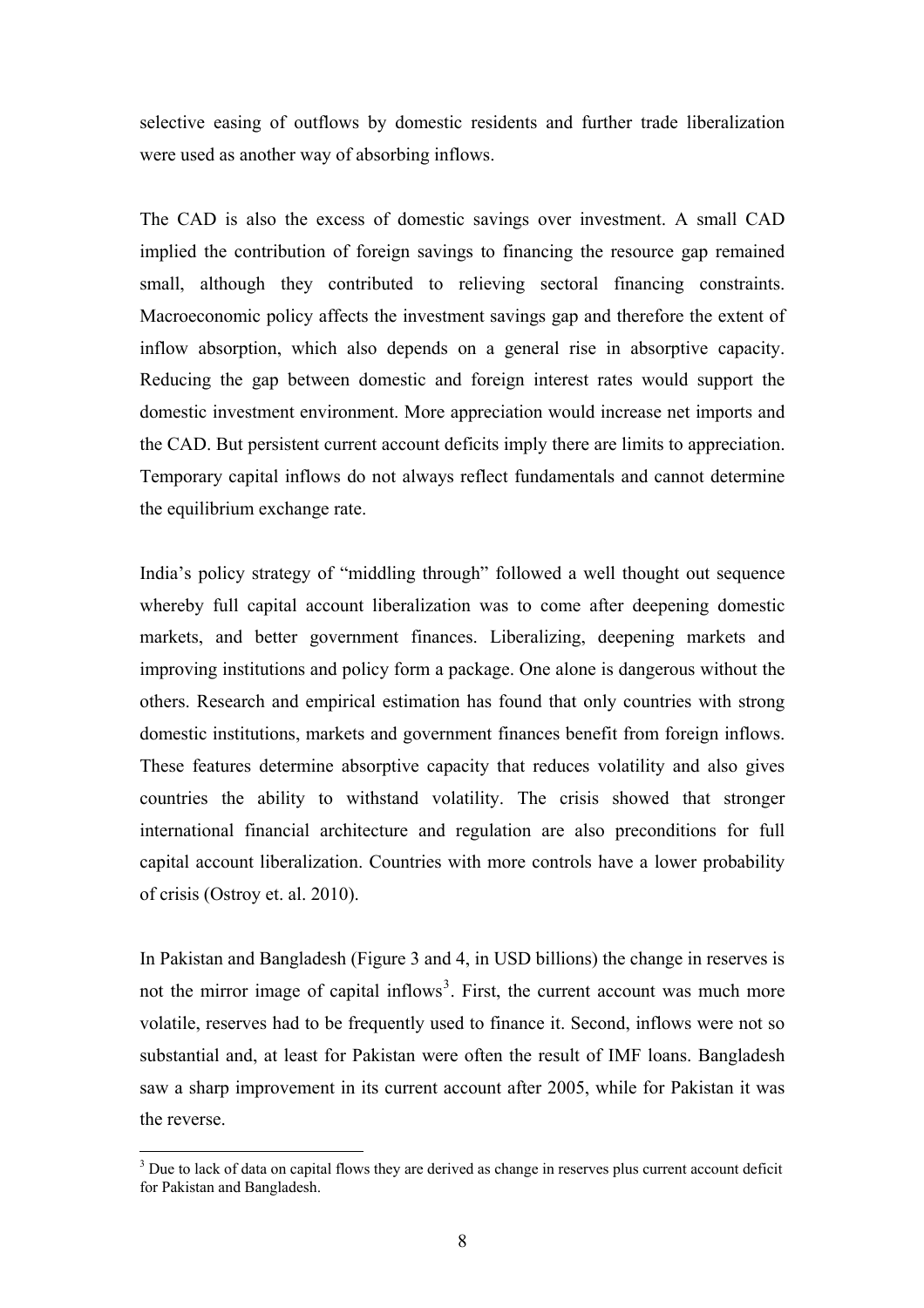selective easing of outflows by domestic residents and further trade liberalization were used as another way of absorbing inflows.

The CAD is also the excess of domestic savings over investment. A small CAD implied the contribution of foreign savings to financing the resource gap remained small, although they contributed to relieving sectoral financing constraints. Macroeconomic policy affects the investment savings gap and therefore the extent of inflow absorption, which also depends on a general rise in absorptive capacity. Reducing the gap between domestic and foreign interest rates would support the domestic investment environment. More appreciation would increase net imports and the CAD. But persistent current account deficits imply there are limits to appreciation. Temporary capital inflows do not always reflect fundamentals and cannot determine the equilibrium exchange rate.

India's policy strategy of "middling through" followed a well thought out sequence whereby full capital account liberalization was to come after deepening domestic markets, and better government finances. Liberalizing, deepening markets and improving institutions and policy form a package. One alone is dangerous without the others. Research and empirical estimation has found that only countries with strong domestic institutions, markets and government finances benefit from foreign inflows. These features determine absorptive capacity that reduces volatility and also gives countries the ability to withstand volatility. The crisis showed that stronger international financial architecture and regulation are also preconditions for full capital account liberalization. Countries with more controls have a lower probability of crisis (Ostroy et. al. 2010).

In Pakistan and Bangladesh (Figure 3 and 4, in USD billions) the change in reserves is not the mirror image of capital inflows[3]. First, the current account was much more volatile, reserves had to be frequently used to finance it. Second, inflows were not so substantial and, at least for Pakistan were often the result of IMF loans. Bangladesh saw a sharp improvement in its current account after 2005, while for Pakistan it was the reverse.

[3] Due to lack of data on capital flows they are derived as change in reserves plus current account deficit for Pakistan and Bangladesh.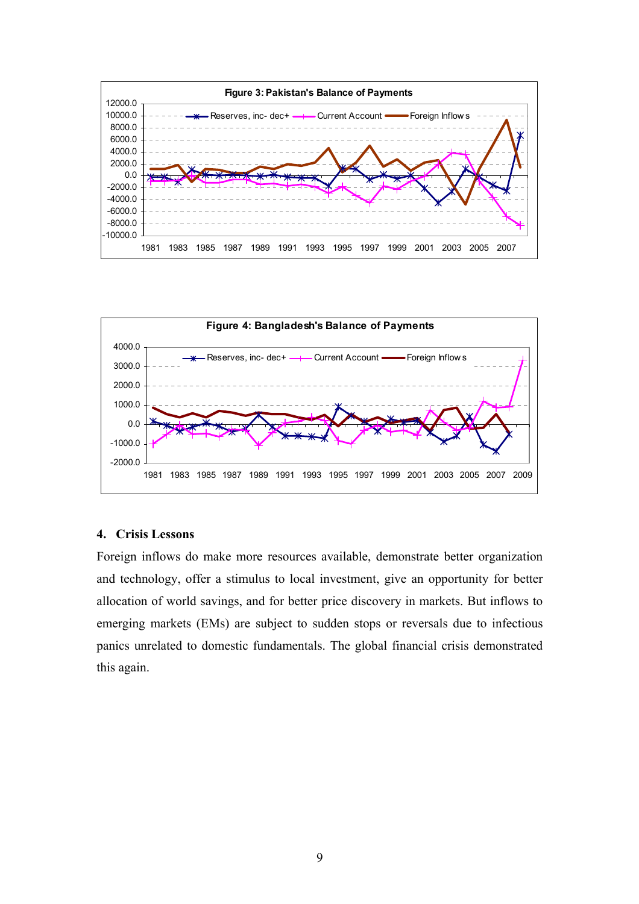**Figure 3: Pakistan's Balance of Payments**

**Figure 4: Bangladesh's Balance of Payments**

## 4. Crisis Lessons

Foreign inflows do make more resources available, demonstrate better organization and technology, offer a stimulus to local investment, give an opportunity for better allocation of world savings, and for better price discovery in markets. But inflows to emerging markets (EMs) are subject to sudden stops or reversals due to infectious panics unrelated to domestic fundamentals. The global financial crisis demonstrated this again.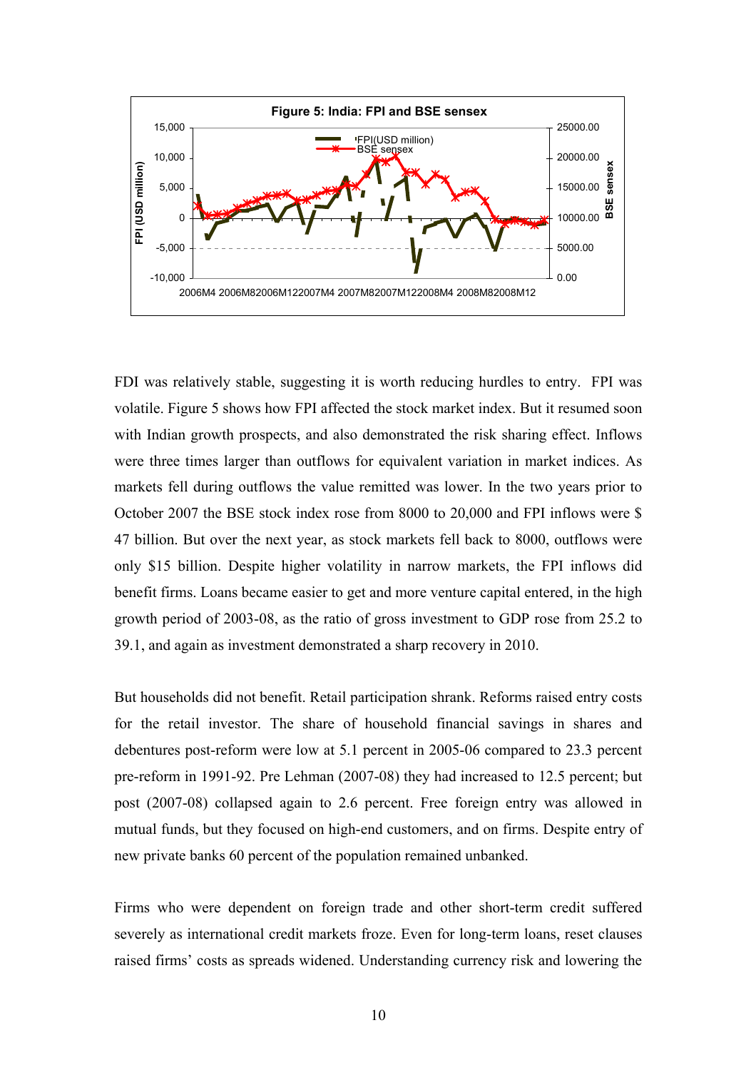**Figure 5: India: FPI and BSE sensex**

FDI was relatively stable, suggesting it is worth reducing hurdles to entry. FPI was volatile. Figure 5 shows how FPI affected the stock market index. But it resumed soon with Indian growth prospects, and also demonstrated the risk sharing effect. Inflows were three times larger than outflows for equivalent variation in market indices. As markets fell during outflows the value remitted was lower. In the two years prior to October 2007 the BSE stock index rose from 8000 to 20,000 and FPI inflows were $ 47 billion. But over the next year, as stock markets fell back to 8000, outflows were only $15 billion. Despite higher volatility in narrow markets, the FPI inflows did benefit firms. Loans became easier to get and more venture capital entered, in the high growth period of 2003-08, as the ratio of gross investment to GDP rose from 25.2 to 39.1, and again as investment demonstrated a sharp recovery in 2010.

But households did not benefit. Retail participation shrank. Reforms raised entry costs for the retail investor. The share of household financial savings in shares and debentures post-reform were low at 5.1 percent in 2005-06 compared to 23.3 percent pre-reform in 1991-92. Pre Lehman (2007-08) they had increased to 12.5 percent; but post (2007-08) collapsed again to 2.6 percent. Free foreign entry was allowed in mutual funds, but they focused on high-end customers, and on firms. Despite entry of new private banks 60 percent of the population remained unbanked.

Firms who were dependent on foreign trade and other short-term credit suffered severely as international credit markets froze. Even for long-term loans, reset clauses raised firms' costs as spreads widened. Understanding currency risk and lowering the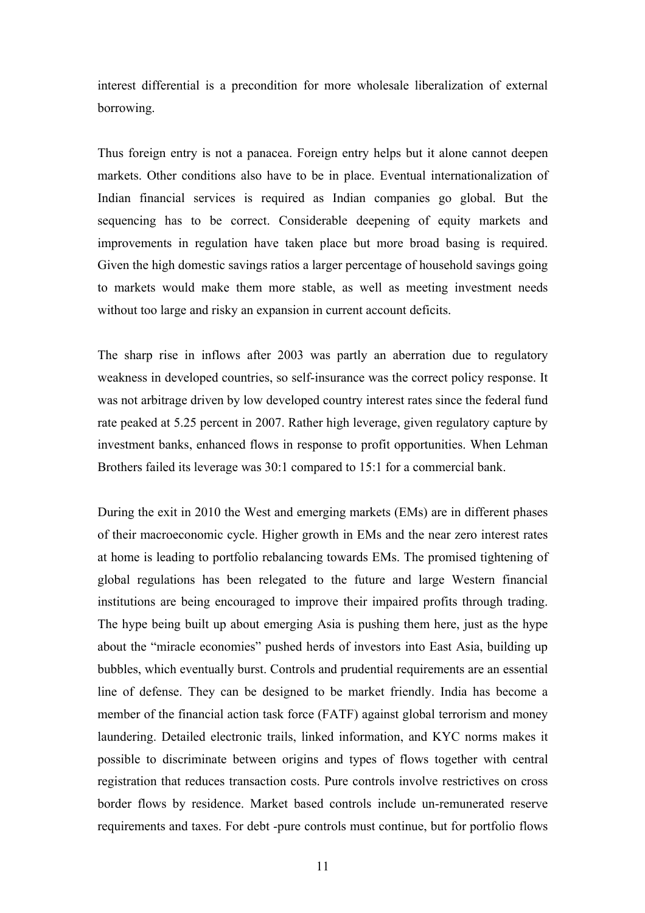interest differential is a precondition for more wholesale liberalization of external borrowing.

Thus foreign entry is not a panacea. Foreign entry helps but it alone cannot deepen markets. Other conditions also have to be in place. Eventual internationalization of Indian financial services is required as Indian companies go global. But the sequencing has to be correct. Considerable deepening of equity markets and improvements in regulation have taken place but more broad basing is required. Given the high domestic savings ratios a larger percentage of household savings going to markets would make them more stable, as well as meeting investment needs without too large and risky an expansion in current account deficits.

The sharp rise in inflows after 2003 was partly an aberration due to regulatory weakness in developed countries, so self-insurance was the correct policy response. It was not arbitrage driven by low developed country interest rates since the federal fund rate peaked at 5.25 percent in 2007. Rather high leverage, given regulatory capture by investment banks, enhanced flows in response to profit opportunities. When Lehman Brothers failed its leverage was 30:1 compared to 15:1 for a commercial bank.

During the exit in 2010 the West and emerging markets (EMs) are in different phases of their macroeconomic cycle. Higher growth in EMs and the near zero interest rates at home is leading to portfolio rebalancing towards EMs. The promised tightening of global regulations has been relegated to the future and large Western financial institutions are being encouraged to improve their impaired profits through trading. The hype being built up about emerging Asia is pushing them here, just as the hype about the "miracle economies" pushed herds of investors into East Asia, building up bubbles, which eventually burst. Controls and prudential requirements are an essential line of defense. They can be designed to be market friendly. India has become a member of the financial action task force (FATF) against global terrorism and money laundering. Detailed electronic trails, linked information, and KYC norms makes it possible to discriminate between origins and types of flows together with central registration that reduces transaction costs. Pure controls involve restrictives on cross border flows by residence. Market based controls include un-remunerated reserve requirements and taxes. For debt -pure controls must continue, but for portfolio flows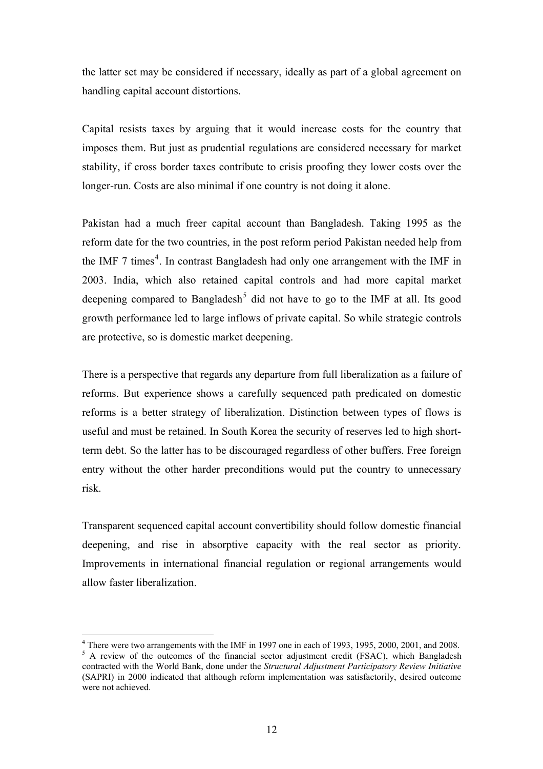the latter set may be considered if necessary, ideally as part of a global agreement on handling capital account distortions.

Capital resists taxes by arguing that it would increase costs for the country that imposes them. But just as prudential regulations are considered necessary for market stability, if cross border taxes contribute to crisis proofing they lower costs over the longer-run. Costs are also minimal if one country is not doing it alone.

Pakistan had a much freer capital account than Bangladesh. Taking 1995 as the reform date for the two countries, in the post reform period Pakistan needed help from the IMF 7 times[4]. In contrast Bangladesh had only one arrangement with the IMF in 2003. India, which also retained capital controls and had more capital market deepening compared to Bangladesh[5] did not have to go to the IMF at all. Its good growth performance led to large inflows of private capital. So while strategic controls are protective, so is domestic market deepening.

There is a perspective that regards any departure from full liberalization as a failure of reforms. But experience shows a carefully sequenced path predicated on domestic reforms is a better strategy of liberalization. Distinction between types of flows is useful and must be retained. In South Korea the security of reserves led to high short-term debt. So the latter has to be discouraged regardless of other buffers. Free foreign entry without the other harder preconditions would put the country to unnecessary risk.

Transparent sequenced capital account convertibility should follow domestic financial deepening, and rise in absorptive capacity with the real sector as priority. Improvements in international financial regulation or regional arrangements would allow faster liberalization.

---

[4] There were two arrangements with the IMF in 1997 one in each of 1993, 1995, 2000, 2001, and 2008.

[5] A review of the outcomes of the financial sector adjustment credit (FSAC), which Bangladesh contracted with the World Bank, done under the *Structural Adjustment Participatory Review Initiative* (SAPRI) in 2000 indicated that although reform implementation was satisfactorily, desired outcome were not achieved.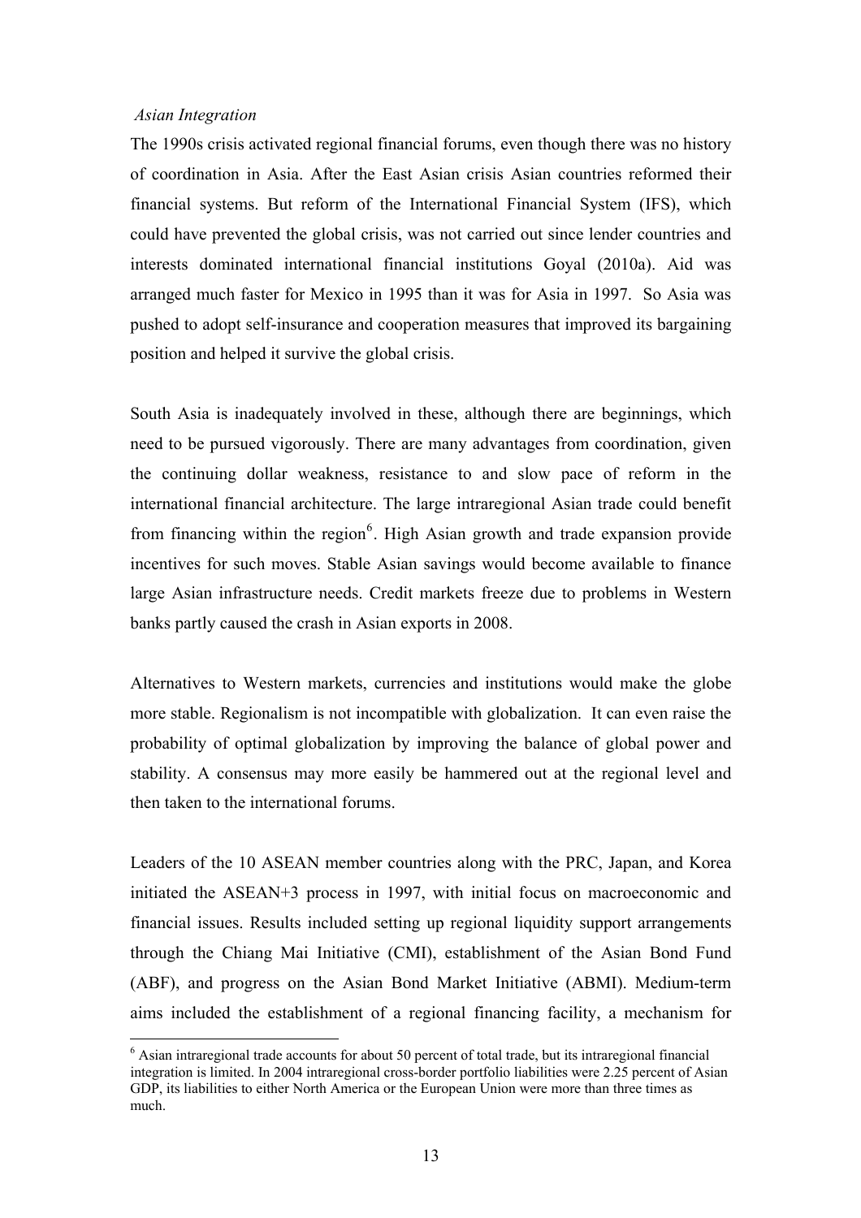*Asian Integration*

The 1990s crisis activated regional financial forums, even though there was no history of coordination in Asia. After the East Asian crisis Asian countries reformed their financial systems. But reform of the International Financial System (IFS), which could have prevented the global crisis, was not carried out since lender countries and interests dominated international financial institutions Goyal (2010a). Aid was arranged much faster for Mexico in 1995 than it was for Asia in 1997. So Asia was pushed to adopt self-insurance and cooperation measures that improved its bargaining position and helped it survive the global crisis.

South Asia is inadequately involved in these, although there are beginnings, which need to be pursued vigorously. There are many advantages from coordination, given the continuing dollar weakness, resistance to and slow pace of reform in the international financial architecture. The large intraregional Asian trade could benefit from financing within the region[6]. High Asian growth and trade expansion provide incentives for such moves. Stable Asian savings would become available to finance large Asian infrastructure needs. Credit markets freeze due to problems in Western banks partly caused the crash in Asian exports in 2008.

Alternatives to Western markets, currencies and institutions would make the globe more stable. Regionalism is not incompatible with globalization. It can even raise the probability of optimal globalization by improving the balance of global power and stability. A consensus may more easily be hammered out at the regional level and then taken to the international forums.

Leaders of the 10 ASEAN member countries along with the PRC, Japan, and Korea initiated the ASEAN+3 process in 1997, with initial focus on macroeconomic and financial issues. Results included setting up regional liquidity support arrangements through the Chiang Mai Initiative (CMI), establishment of the Asian Bond Fund (ABF), and progress on the Asian Bond Market Initiative (ABMI). Medium-term aims included the establishment of a regional financing facility, a mechanism for

[6] Asian intraregional trade accounts for about 50 percent of total trade, but its intraregional financial integration is limited. In 2004 intraregional cross-border portfolio liabilities were 2.25 percent of Asian GDP, its liabilities to either North America or the European Union were more than three times as much.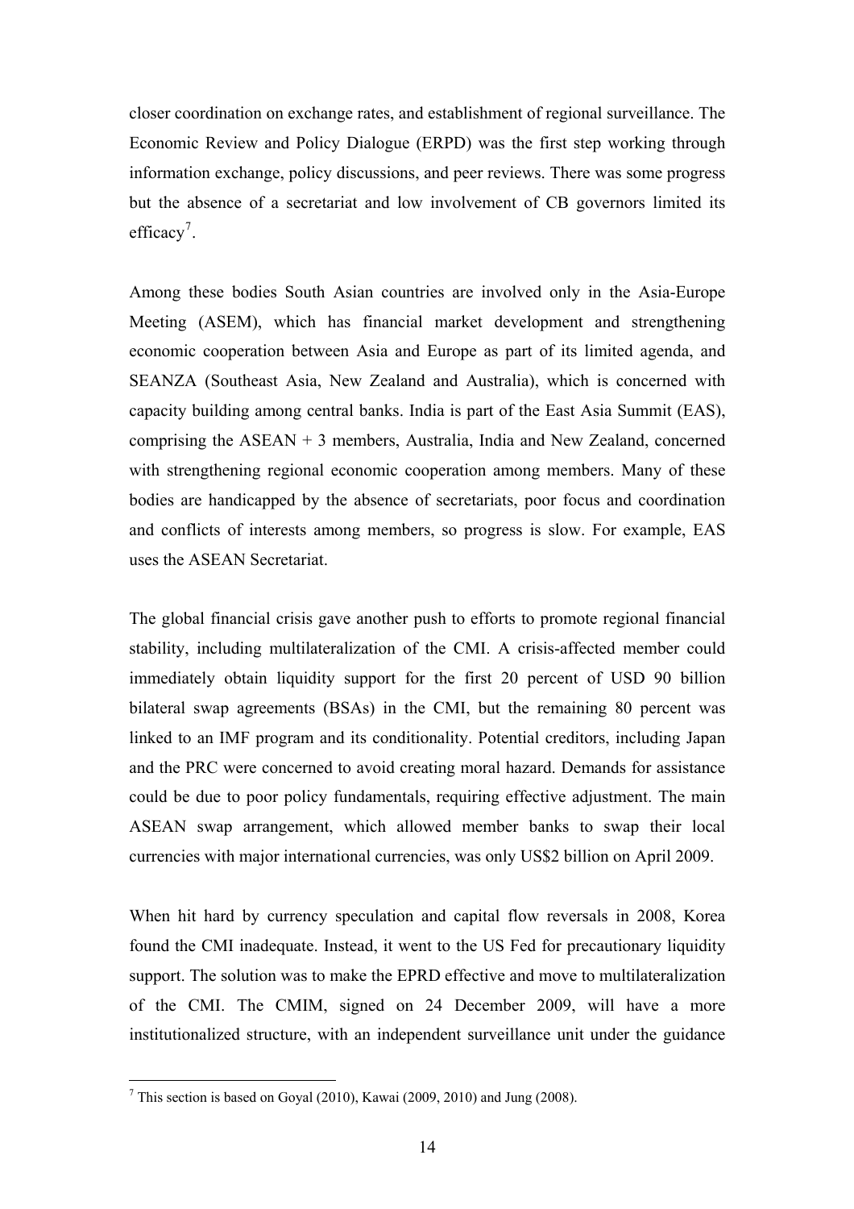closer coordination on exchange rates, and establishment of regional surveillance. The Economic Review and Policy Dialogue (ERPD) was the first step working through information exchange, policy discussions, and peer reviews. There was some progress but the absence of a secretariat and low involvement of CB governors limited its efficacy[7].

Among these bodies South Asian countries are involved only in the Asia-Europe Meeting (ASEM), which has financial market development and strengthening economic cooperation between Asia and Europe as part of its limited agenda, and SEANZA (Southeast Asia, New Zealand and Australia), which is concerned with capacity building among central banks. India is part of the East Asia Summit (EAS), comprising the ASEAN + 3 members, Australia, India and New Zealand, concerned with strengthening regional economic cooperation among members. Many of these bodies are handicapped by the absence of secretariats, poor focus and coordination and conflicts of interests among members, so progress is slow. For example, EAS uses the ASEAN Secretariat.

The global financial crisis gave another push to efforts to promote regional financial stability, including multilateralization of the CMI. A crisis-affected member could immediately obtain liquidity support for the first 20 percent of USD 90 billion bilateral swap agreements (BSAs) in the CMI, but the remaining 80 percent was linked to an IMF program and its conditionality. Potential creditors, including Japan and the PRC were concerned to avoid creating moral hazard. Demands for assistance could be due to poor policy fundamentals, requiring effective adjustment. The main ASEAN swap arrangement, which allowed member banks to swap their local currencies with major international currencies, was only US$2 billion on April 2009.

When hit hard by currency speculation and capital flow reversals in 2008, Korea found the CMI inadequate. Instead, it went to the US Fed for precautionary liquidity support. The solution was to make the EPRD effective and move to multilateralization of the CMI. The CMIM, signed on 24 December 2009, will have a more institutionalized structure, with an independent surveillance unit under the guidance

[7] This section is based on Goyal (2010), Kawai (2009, 2010) and Jung (2008).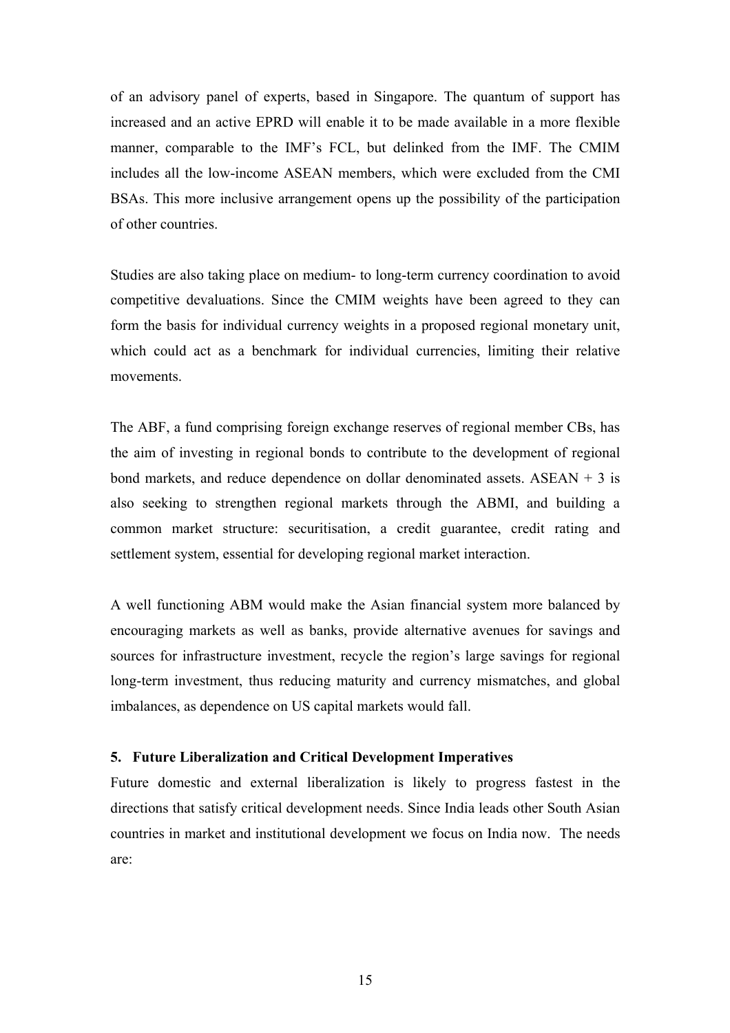of an advisory panel of experts, based in Singapore. The quantum of support has increased and an active EPRD will enable it to be made available in a more flexible manner, comparable to the IMF's FCL, but delinked from the IMF. The CMIM includes all the low-income ASEAN members, which were excluded from the CMI BSAs. This more inclusive arrangement opens up the possibility of the participation of other countries.

Studies are also taking place on medium- to long-term currency coordination to avoid competitive devaluations. Since the CMIM weights have been agreed to they can form the basis for individual currency weights in a proposed regional monetary unit, which could act as a benchmark for individual currencies, limiting their relative movements.

The ABF, a fund comprising foreign exchange reserves of regional member CBs, has the aim of investing in regional bonds to contribute to the development of regional bond markets, and reduce dependence on dollar denominated assets. ASEAN + 3 is also seeking to strengthen regional markets through the ABMI, and building a common market structure: securitisation, a credit guarantee, credit rating and settlement system, essential for developing regional market interaction.

A well functioning ABM would make the Asian financial system more balanced by encouraging markets as well as banks, provide alternative avenues for savings and sources for infrastructure investment, recycle the region's large savings for regional long-term investment, thus reducing maturity and currency mismatches, and global imbalances, as dependence on US capital markets would fall.

## 5. Future Liberalization and Critical Development Imperatives

Future domestic and external liberalization is likely to progress fastest in the directions that satisfy critical development needs. Since India leads other South Asian countries in market and institutional development we focus on India now. The needs are: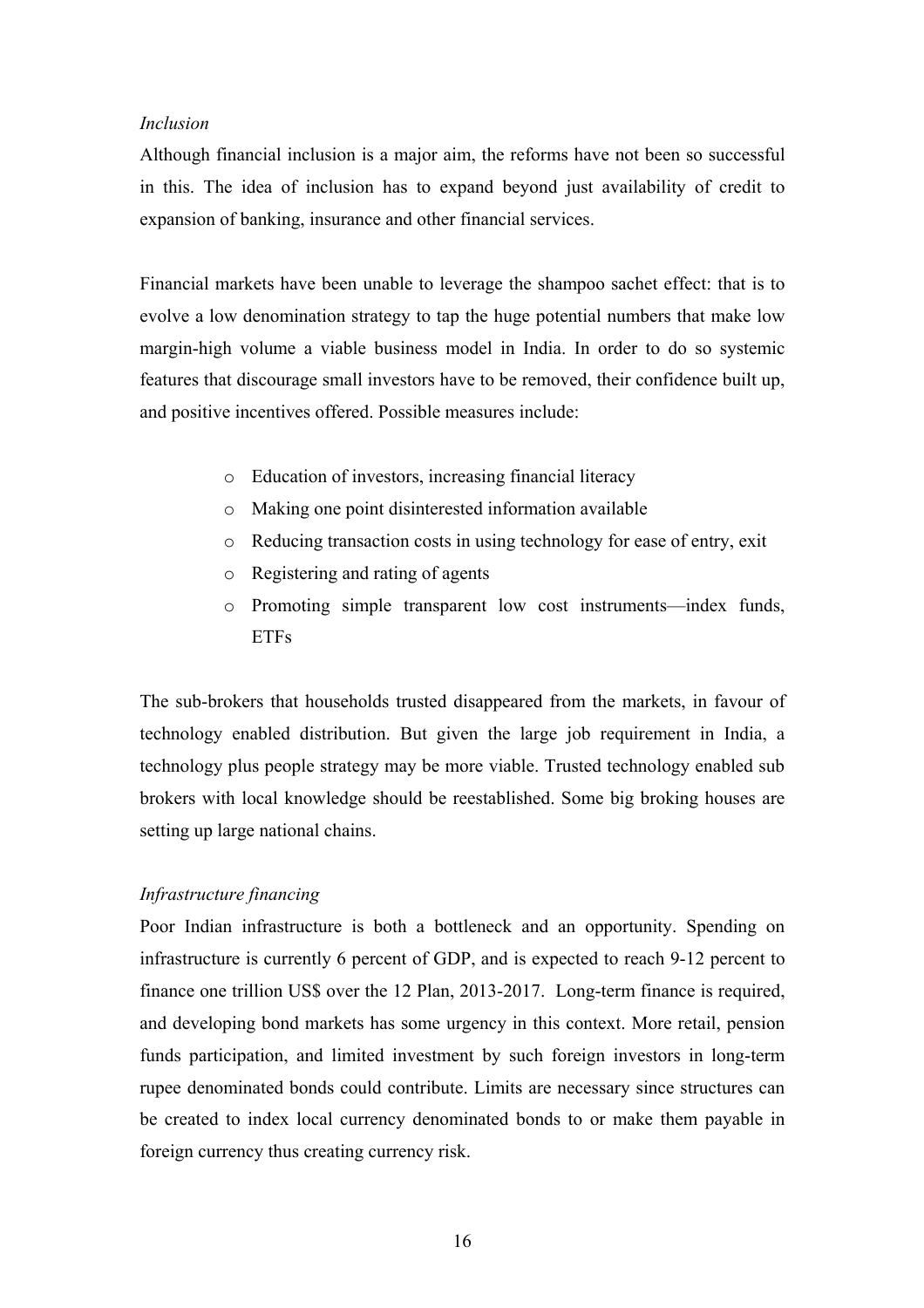*Inclusion*

Although financial inclusion is a major aim, the reforms have not been so successful in this. The idea of inclusion has to expand beyond just availability of credit to expansion of banking, insurance and other financial services.

Financial markets have been unable to leverage the shampoo sachet effect: that is to evolve a low denomination strategy to tap the huge potential numbers that make low margin-high volume a viable business model in India. In order to do so systemic features that discourage small investors have to be removed, their confidence built up, and positive incentives offered. Possible measures include:

- Education of investors, increasing financial literacy
- Making one point disinterested information available
- Reducing transaction costs in using technology for ease of entry, exit
- Registering and rating of agents
- Promoting simple transparent low cost instruments—index funds, ETFs

The sub-brokers that households trusted disappeared from the markets, in favour of technology enabled distribution. But given the large job requirement in India, a technology plus people strategy may be more viable. Trusted technology enabled sub brokers with local knowledge should be reestablished. Some big broking houses are setting up large national chains.

*Infrastructure financing*

Poor Indian infrastructure is both a bottleneck and an opportunity. Spending on infrastructure is currently 6 percent of GDP, and is expected to reach 9-12 percent to finance one trillion US$ over the 12 Plan, 2013-2017. Long-term finance is required, and developing bond markets has some urgency in this context. More retail, pension funds participation, and limited investment by such foreign investors in long-term rupee denominated bonds could contribute. Limits are necessary since structures can be created to index local currency denominated bonds to or make them payable in foreign currency thus creating currency risk.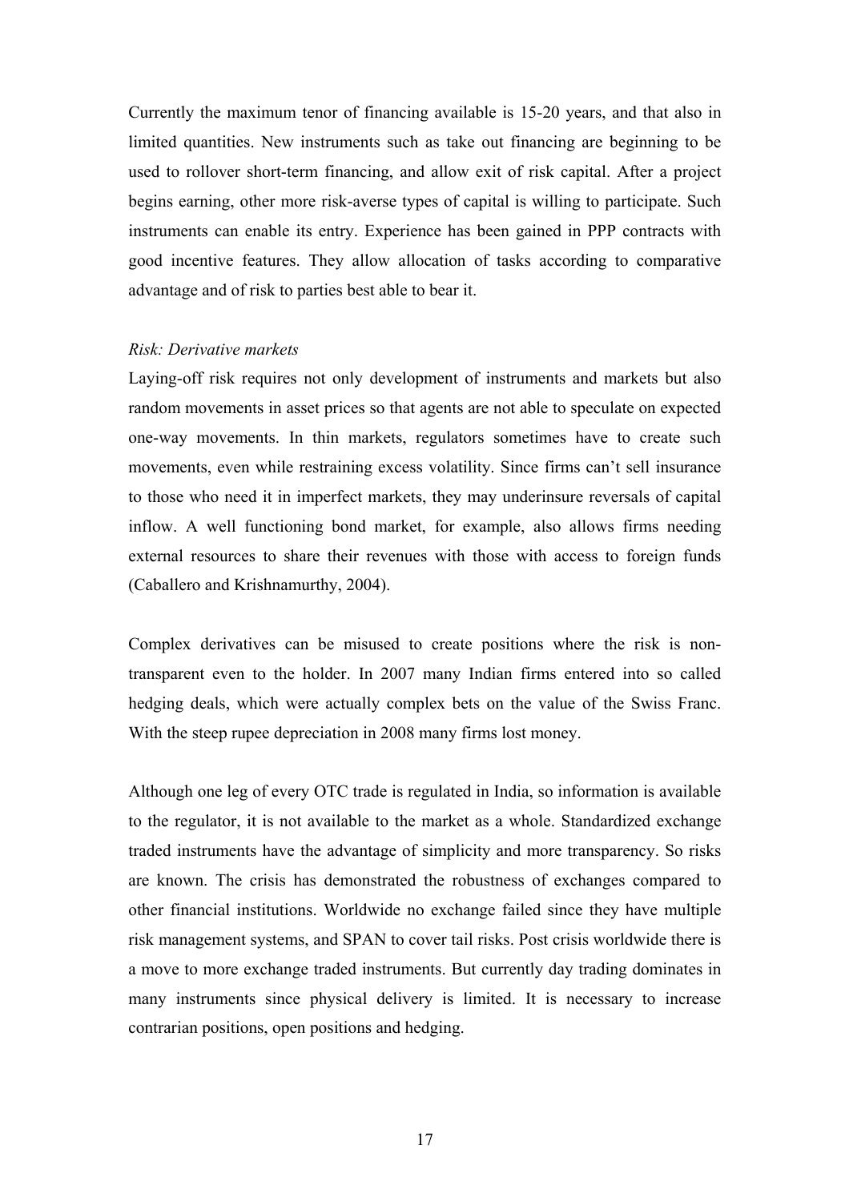Currently the maximum tenor of financing available is 15-20 years, and that also in limited quantities. New instruments such as take out financing are beginning to be used to rollover short-term financing, and allow exit of risk capital. After a project begins earning, other more risk-averse types of capital is willing to participate. Such instruments can enable its entry. Experience has been gained in PPP contracts with good incentive features. They allow allocation of tasks according to comparative advantage and of risk to parties best able to bear it.

*Risk: Derivative markets*

Laying-off risk requires not only development of instruments and markets but also random movements in asset prices so that agents are not able to speculate on expected one-way movements. In thin markets, regulators sometimes have to create such movements, even while restraining excess volatility. Since firms can't sell insurance to those who need it in imperfect markets, they may underinsure reversals of capital inflow. A well functioning bond market, for example, also allows firms needing external resources to share their revenues with those with access to foreign funds (Caballero and Krishnamurthy, 2004).

Complex derivatives can be misused to create positions where the risk is non-transparent even to the holder. In 2007 many Indian firms entered into so called hedging deals, which were actually complex bets on the value of the Swiss Franc. With the steep rupee depreciation in 2008 many firms lost money.

Although one leg of every OTC trade is regulated in India, so information is available to the regulator, it is not available to the market as a whole. Standardized exchange traded instruments have the advantage of simplicity and more transparency. So risks are known. The crisis has demonstrated the robustness of exchanges compared to other financial institutions. Worldwide no exchange failed since they have multiple risk management systems, and SPAN to cover tail risks. Post crisis worldwide there is a move to more exchange traded instruments. But currently day trading dominates in many instruments since physical delivery is limited. It is necessary to increase contrarian positions, open positions and hedging.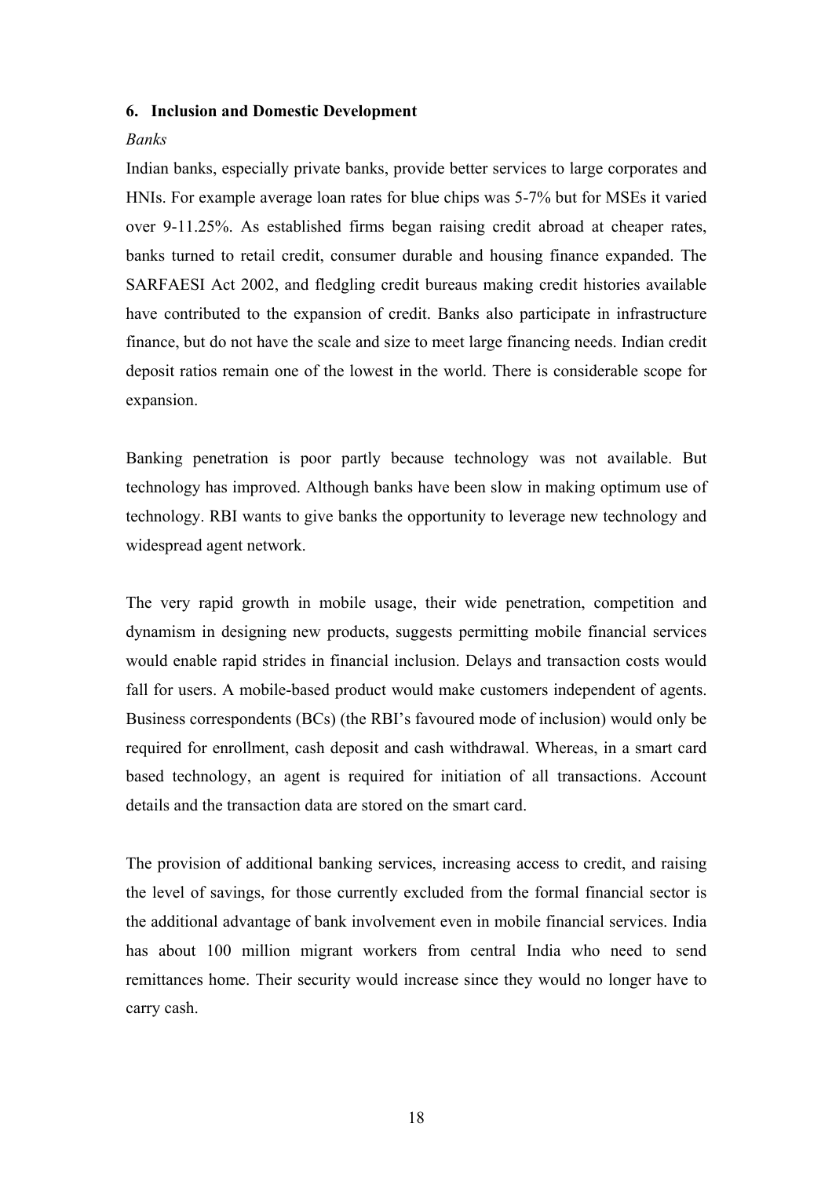## 6. Inclusion and Domestic Development

*Banks*

Indian banks, especially private banks, provide better services to large corporates and HNIs. For example average loan rates for blue chips was 5-7% but for MSEs it varied over 9-11.25%. As established firms began raising credit abroad at cheaper rates, banks turned to retail credit, consumer durable and housing finance expanded. The SARFAESI Act 2002, and fledgling credit bureaus making credit histories available have contributed to the expansion of credit. Banks also participate in infrastructure finance, but do not have the scale and size to meet large financing needs. Indian credit deposit ratios remain one of the lowest in the world. There is considerable scope for expansion.

Banking penetration is poor partly because technology was not available. But technology has improved. Although banks have been slow in making optimum use of technology. RBI wants to give banks the opportunity to leverage new technology and widespread agent network.

The very rapid growth in mobile usage, their wide penetration, competition and dynamism in designing new products, suggests permitting mobile financial services would enable rapid strides in financial inclusion. Delays and transaction costs would fall for users. A mobile-based product would make customers independent of agents. Business correspondents (BCs) (the RBI's favoured mode of inclusion) would only be required for enrollment, cash deposit and cash withdrawal. Whereas, in a smart card based technology, an agent is required for initiation of all transactions. Account details and the transaction data are stored on the smart card.

The provision of additional banking services, increasing access to credit, and raising the level of savings, for those currently excluded from the formal financial sector is the additional advantage of bank involvement even in mobile financial services. India has about 100 million migrant workers from central India who need to send remittances home. Their security would increase since they would no longer have to carry cash.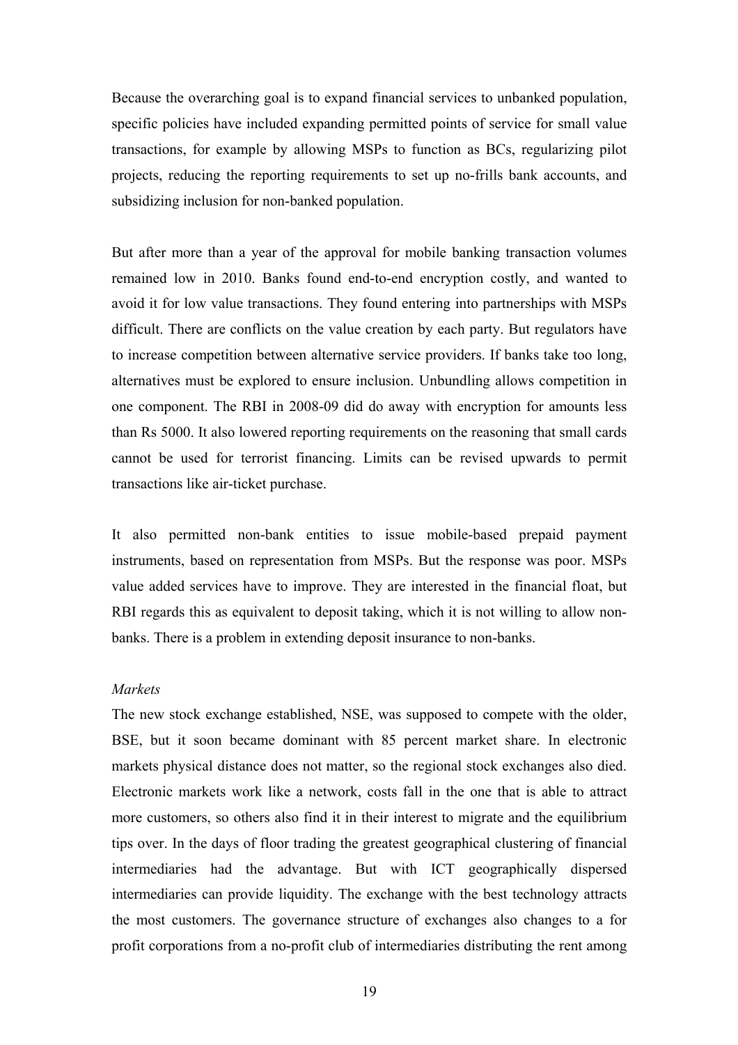Because the overarching goal is to expand financial services to unbanked population, specific policies have included expanding permitted points of service for small value transactions, for example by allowing MSPs to function as BCs, regularizing pilot projects, reducing the reporting requirements to set up no-frills bank accounts, and subsidizing inclusion for non-banked population.

But after more than a year of the approval for mobile banking transaction volumes remained low in 2010. Banks found end-to-end encryption costly, and wanted to avoid it for low value transactions. They found entering into partnerships with MSPs difficult. There are conflicts on the value creation by each party. But regulators have to increase competition between alternative service providers. If banks take too long, alternatives must be explored to ensure inclusion. Unbundling allows competition in one component. The RBI in 2008-09 did do away with encryption for amounts less than Rs 5000. It also lowered reporting requirements on the reasoning that small cards cannot be used for terrorist financing. Limits can be revised upwards to permit transactions like air-ticket purchase.

It also permitted non-bank entities to issue mobile-based prepaid payment instruments, based on representation from MSPs. But the response was poor. MSPs value added services have to improve. They are interested in the financial float, but RBI regards this as equivalent to deposit taking, which it is not willing to allow non-banks. There is a problem in extending deposit insurance to non-banks.

*Markets*

The new stock exchange established, NSE, was supposed to compete with the older, BSE, but it soon became dominant with 85 percent market share. In electronic markets physical distance does not matter, so the regional stock exchanges also died. Electronic markets work like a network, costs fall in the one that is able to attract more customers, so others also find it in their interest to migrate and the equilibrium tips over. In the days of floor trading the greatest geographical clustering of financial intermediaries had the advantage. But with ICT geographically dispersed intermediaries can provide liquidity. The exchange with the best technology attracts the most customers. The governance structure of exchanges also changes to a for profit corporations from a no-profit club of intermediaries distributing the rent among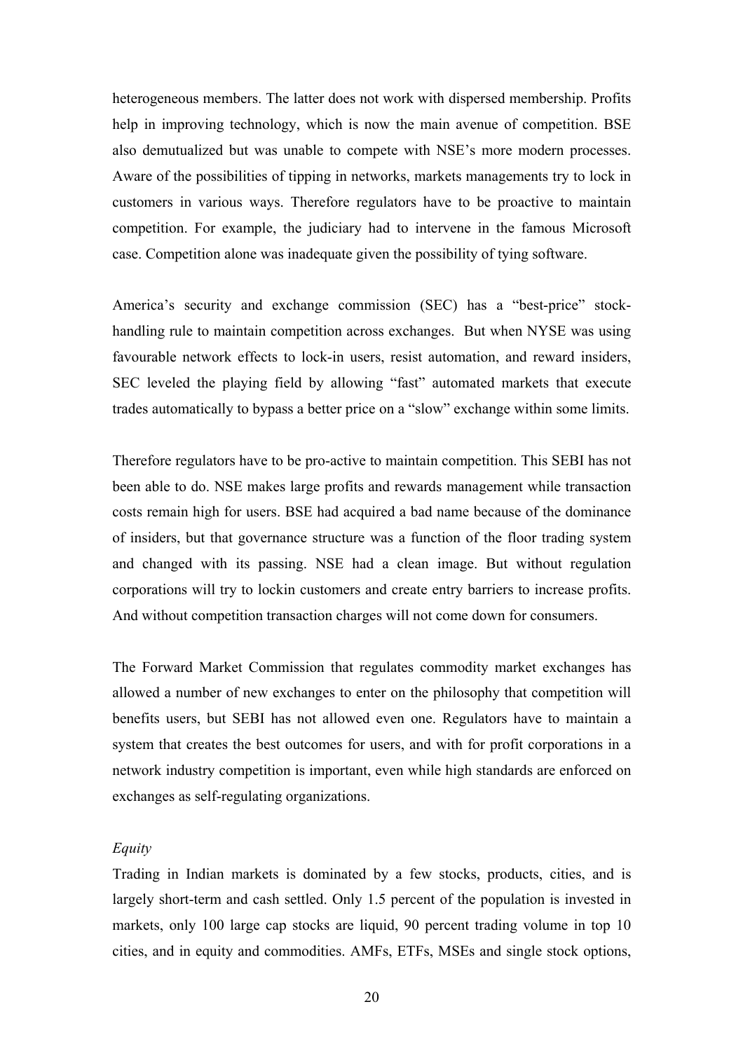heterogeneous members. The latter does not work with dispersed membership. Profits help in improving technology, which is now the main avenue of competition. BSE also demutualized but was unable to compete with NSE's more modern processes. Aware of the possibilities of tipping in networks, markets managements try to lock in customers in various ways. Therefore regulators have to be proactive to maintain competition. For example, the judiciary had to intervene in the famous Microsoft case. Competition alone was inadequate given the possibility of tying software.

America's security and exchange commission (SEC) has a "best-price" stock-handling rule to maintain competition across exchanges. But when NYSE was using favourable network effects to lock-in users, resist automation, and reward insiders, SEC leveled the playing field by allowing "fast" automated markets that execute trades automatically to bypass a better price on a "slow" exchange within some limits.

Therefore regulators have to be pro-active to maintain competition. This SEBI has not been able to do. NSE makes large profits and rewards management while transaction costs remain high for users. BSE had acquired a bad name because of the dominance of insiders, but that governance structure was a function of the floor trading system and changed with its passing. NSE had a clean image. But without regulation corporations will try to lockin customers and create entry barriers to increase profits. And without competition transaction charges will not come down for consumers.

The Forward Market Commission that regulates commodity market exchanges has allowed a number of new exchanges to enter on the philosophy that competition will benefits users, but SEBI has not allowed even one. Regulators have to maintain a system that creates the best outcomes for users, and with for profit corporations in a network industry competition is important, even while high standards are enforced on exchanges as self-regulating organizations.

*Equity*

Trading in Indian markets is dominated by a few stocks, products, cities, and is largely short-term and cash settled. Only 1.5 percent of the population is invested in markets, only 100 large cap stocks are liquid, 90 percent trading volume in top 10 cities, and in equity and commodities. AMFs, ETFs, MSEs and single stock options,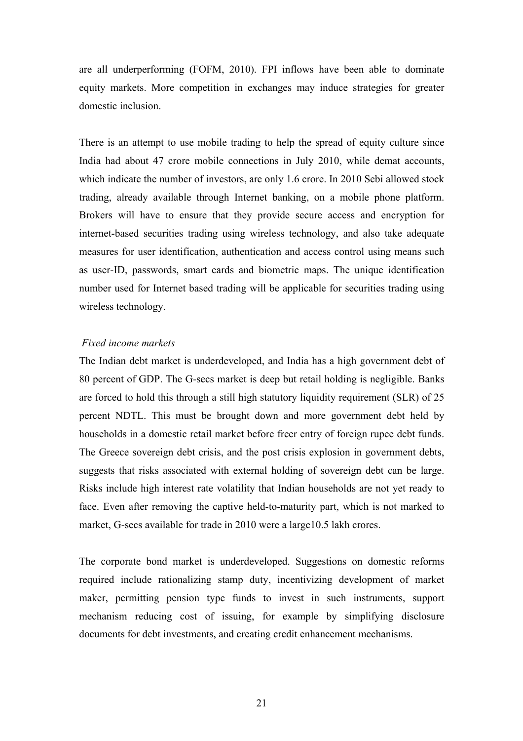are all underperforming (FOFM, 2010). FPI inflows have been able to dominate equity markets. More competition in exchanges may induce strategies for greater domestic inclusion.

There is an attempt to use mobile trading to help the spread of equity culture since India had about 47 crore mobile connections in July 2010, while demat accounts, which indicate the number of investors, are only 1.6 crore. In 2010 Sebi allowed stock trading, already available through Internet banking, on a mobile phone platform. Brokers will have to ensure that they provide secure access and encryption for internet-based securities trading using wireless technology, and also take adequate measures for user identification, authentication and access control using means such as user-ID, passwords, smart cards and biometric maps. The unique identification number used for Internet based trading will be applicable for securities trading using wireless technology.

*Fixed income markets*

The Indian debt market is underdeveloped, and India has a high government debt of 80 percent of GDP. The G-secs market is deep but retail holding is negligible. Banks are forced to hold this through a still high statutory liquidity requirement (SLR) of 25 percent NDTL. This must be brought down and more government debt held by households in a domestic retail market before freer entry of foreign rupee debt funds. The Greece sovereign debt crisis, and the post crisis explosion in government debts, suggests that risks associated with external holding of sovereign debt can be large. Risks include high interest rate volatility that Indian households are not yet ready to face. Even after removing the captive held-to-maturity part, which is not marked to market, G-secs available for trade in 2010 were a large10.5 lakh crores.

The corporate bond market is underdeveloped. Suggestions on domestic reforms required include rationalizing stamp duty, incentivizing development of market maker, permitting pension type funds to invest in such instruments, support mechanism reducing cost of issuing, for example by simplifying disclosure documents for debt investments, and creating credit enhancement mechanisms.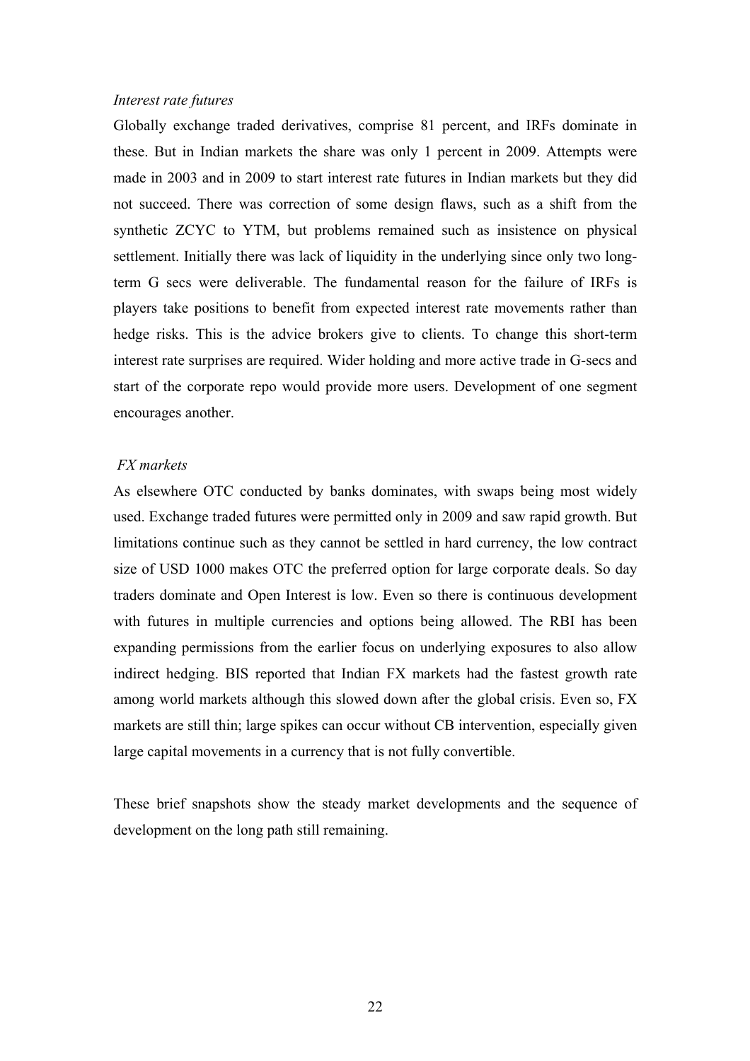*Interest rate futures*

Globally exchange traded derivatives, comprise 81 percent, and IRFs dominate in these. But in Indian markets the share was only 1 percent in 2009. Attempts were made in 2003 and in 2009 to start interest rate futures in Indian markets but they did not succeed. There was correction of some design flaws, such as a shift from the synthetic ZCYC to YTM, but problems remained such as insistence on physical settlement. Initially there was lack of liquidity in the underlying since only two long-term G secs were deliverable. The fundamental reason for the failure of IRFs is players take positions to benefit from expected interest rate movements rather than hedge risks. This is the advice brokers give to clients. To change this short-term interest rate surprises are required. Wider holding and more active trade in G-secs and start of the corporate repo would provide more users. Development of one segment encourages another.

*FX markets*

As elsewhere OTC conducted by banks dominates, with swaps being most widely used. Exchange traded futures were permitted only in 2009 and saw rapid growth. But limitations continue such as they cannot be settled in hard currency, the low contract size of USD 1000 makes OTC the preferred option for large corporate deals. So day traders dominate and Open Interest is low. Even so there is continuous development with futures in multiple currencies and options being allowed. The RBI has been expanding permissions from the earlier focus on underlying exposures to also allow indirect hedging. BIS reported that Indian FX markets had the fastest growth rate among world markets although this slowed down after the global crisis. Even so, FX markets are still thin; large spikes can occur without CB intervention, especially given large capital movements in a currency that is not fully convertible.

These brief snapshots show the steady market developments and the sequence of development on the long path still remaining.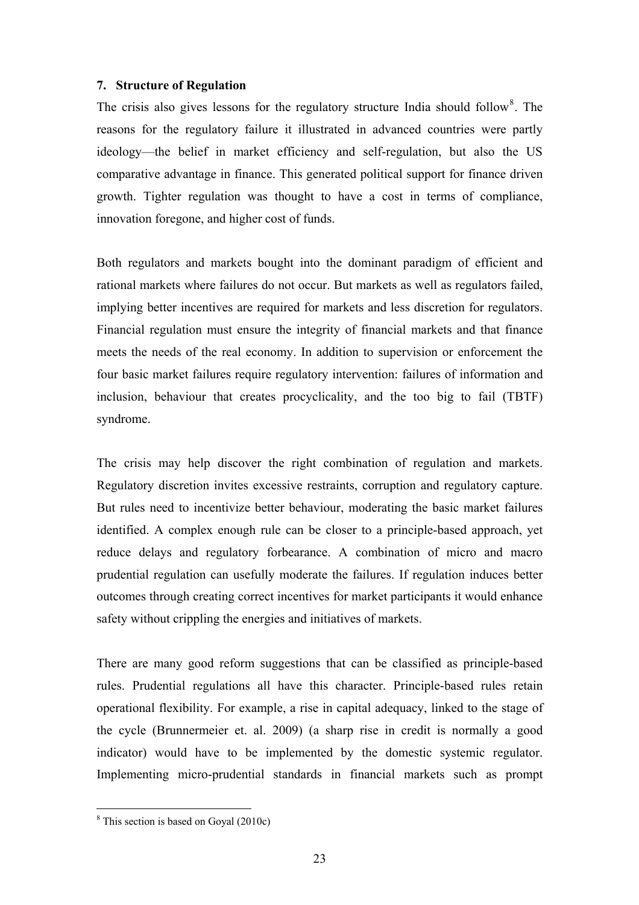## 7. Structure of Regulation

The crisis also gives lessons for the regulatory structure India should follow[8]. The reasons for the regulatory failure it illustrated in advanced countries were partly ideology—the belief in market efficiency and self-regulation, but also the US comparative advantage in finance. This generated political support for finance driven growth. Tighter regulation was thought to have a cost in terms of compliance, innovation foregone, and higher cost of funds.

Both regulators and markets bought into the dominant paradigm of efficient and rational markets where failures do not occur. But markets as well as regulators failed, implying better incentives are required for markets and less discretion for regulators. Financial regulation must ensure the integrity of financial markets and that finance meets the needs of the real economy. In addition to supervision or enforcement the four basic market failures require regulatory intervention: failures of information and inclusion, behaviour that creates procyclicality, and the too big to fail (TBTF) syndrome.

The crisis may help discover the right combination of regulation and markets. Regulatory discretion invites excessive restraints, corruption and regulatory capture. But rules need to incentivize better behaviour, moderating the basic market failures identified. A complex enough rule can be closer to a principle-based approach, yet reduce delays and regulatory forbearance. A combination of micro and macro prudential regulation can usefully moderate the failures. If regulation induces better outcomes through creating correct incentives for market participants it would enhance safety without crippling the energies and initiatives of markets.

There are many good reform suggestions that can be classified as principle-based rules. Prudential regulations all have this character. Principle-based rules retain operational flexibility. For example, a rise in capital adequacy, linked to the stage of the cycle (Brunnermeier et. al. 2009) (a sharp rise in credit is normally a good indicator) would have to be implemented by the domestic systemic regulator. Implementing micro-prudential standards in financial markets such as prompt

[8] This section is based on Goyal (2010c)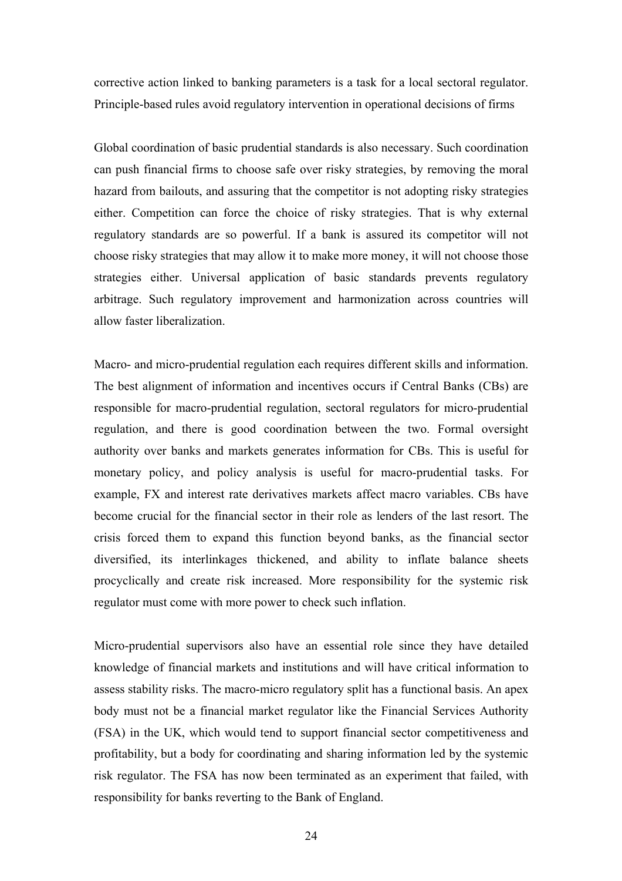corrective action linked to banking parameters is a task for a local sectoral regulator. Principle-based rules avoid regulatory intervention in operational decisions of firms

Global coordination of basic prudential standards is also necessary. Such coordination can push financial firms to choose safe over risky strategies, by removing the moral hazard from bailouts, and assuring that the competitor is not adopting risky strategies either. Competition can force the choice of risky strategies. That is why external regulatory standards are so powerful. If a bank is assured its competitor will not choose risky strategies that may allow it to make more money, it will not choose those strategies either. Universal application of basic standards prevents regulatory arbitrage. Such regulatory improvement and harmonization across countries will allow faster liberalization.

Macro- and micro-prudential regulation each requires different skills and information. The best alignment of information and incentives occurs if Central Banks (CBs) are responsible for macro-prudential regulation, sectoral regulators for micro-prudential regulation, and there is good coordination between the two. Formal oversight authority over banks and markets generates information for CBs. This is useful for monetary policy, and policy analysis is useful for macro-prudential tasks. For example, FX and interest rate derivatives markets affect macro variables. CBs have become crucial for the financial sector in their role as lenders of the last resort. The crisis forced them to expand this function beyond banks, as the financial sector diversified, its interlinkages thickened, and ability to inflate balance sheets procyclically and create risk increased. More responsibility for the systemic risk regulator must come with more power to check such inflation.

Micro-prudential supervisors also have an essential role since they have detailed knowledge of financial markets and institutions and will have critical information to assess stability risks. The macro-micro regulatory split has a functional basis. An apex body must not be a financial market regulator like the Financial Services Authority (FSA) in the UK, which would tend to support financial sector competitiveness and profitability, but a body for coordinating and sharing information led by the systemic risk regulator. The FSA has now been terminated as an experiment that failed, with responsibility for banks reverting to the Bank of England.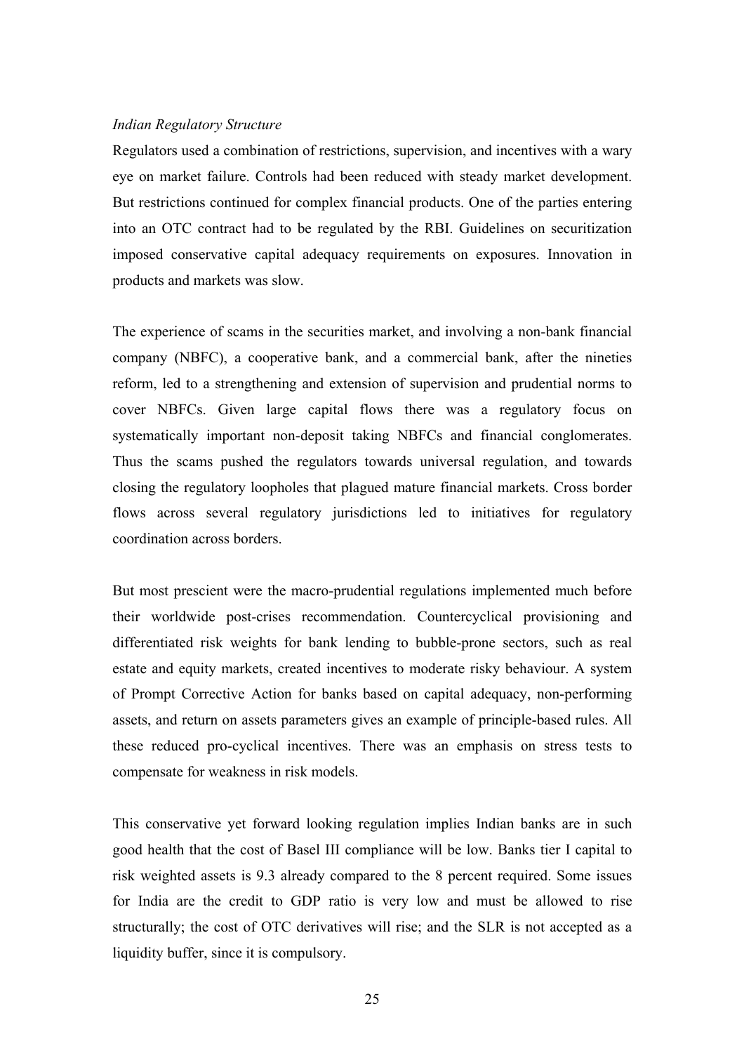*Indian Regulatory Structure*

Regulators used a combination of restrictions, supervision, and incentives with a wary eye on market failure. Controls had been reduced with steady market development. But restrictions continued for complex financial products. One of the parties entering into an OTC contract had to be regulated by the RBI. Guidelines on securitization imposed conservative capital adequacy requirements on exposures. Innovation in products and markets was slow.

The experience of scams in the securities market, and involving a non-bank financial company (NBFC), a cooperative bank, and a commercial bank, after the nineties reform, led to a strengthening and extension of supervision and prudential norms to cover NBFCs. Given large capital flows there was a regulatory focus on systematically important non-deposit taking NBFCs and financial conglomerates. Thus the scams pushed the regulators towards universal regulation, and towards closing the regulatory loopholes that plagued mature financial markets. Cross border flows across several regulatory jurisdictions led to initiatives for regulatory coordination across borders.

But most prescient were the macro-prudential regulations implemented much before their worldwide post-crises recommendation. Countercyclical provisioning and differentiated risk weights for bank lending to bubble-prone sectors, such as real estate and equity markets, created incentives to moderate risky behaviour. A system of Prompt Corrective Action for banks based on capital adequacy, non-performing assets, and return on assets parameters gives an example of principle-based rules. All these reduced pro-cyclical incentives. There was an emphasis on stress tests to compensate for weakness in risk models.

This conservative yet forward looking regulation implies Indian banks are in such good health that the cost of Basel III compliance will be low. Banks tier I capital to risk weighted assets is 9.3 already compared to the 8 percent required. Some issues for India are the credit to GDP ratio is very low and must be allowed to rise structurally; the cost of OTC derivatives will rise; and the SLR is not accepted as a liquidity buffer, since it is compulsory.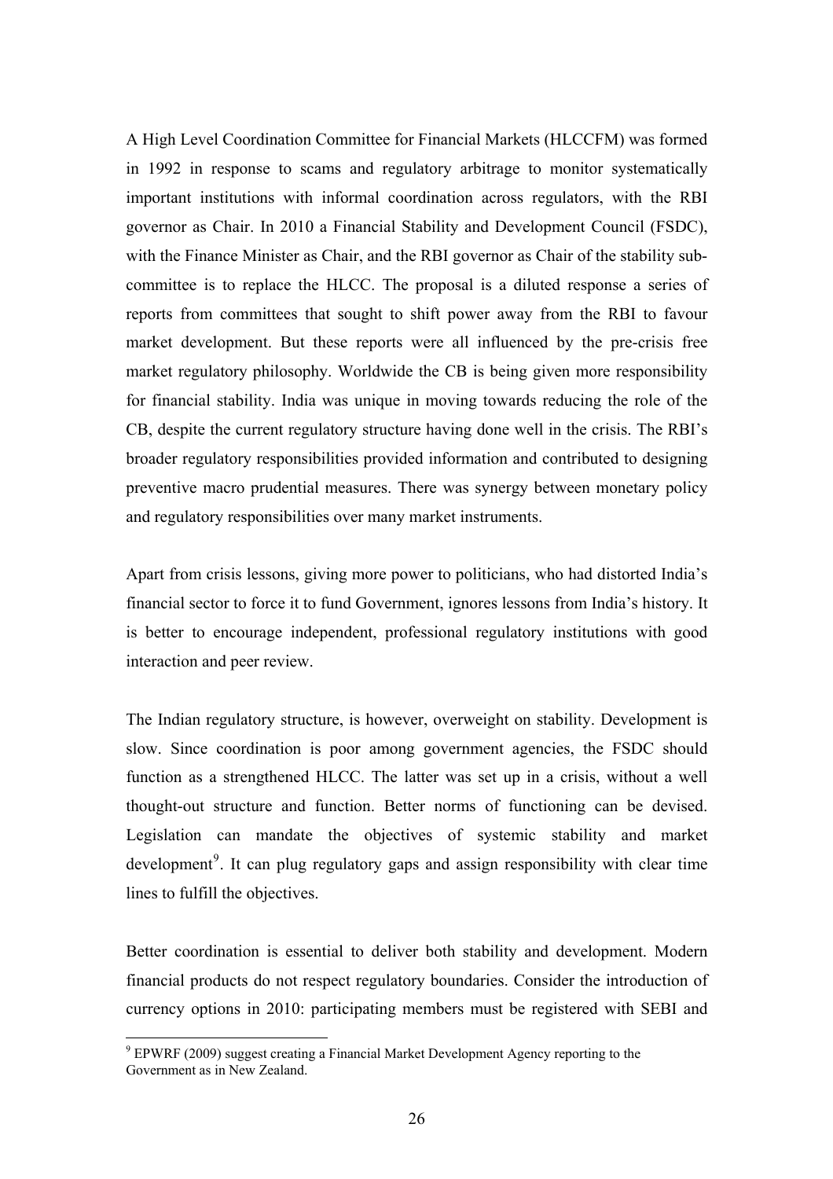A High Level Coordination Committee for Financial Markets (HLCCFM) was formed in 1992 in response to scams and regulatory arbitrage to monitor systematically important institutions with informal coordination across regulators, with the RBI governor as Chair. In 2010 a Financial Stability and Development Council (FSDC), with the Finance Minister as Chair, and the RBI governor as Chair of the stability sub-committee is to replace the HLCC. The proposal is a diluted response a series of reports from committees that sought to shift power away from the RBI to favour market development. But these reports were all influenced by the pre-crisis free market regulatory philosophy. Worldwide the CB is being given more responsibility for financial stability. India was unique in moving towards reducing the role of the CB, despite the current regulatory structure having done well in the crisis. The RBI's broader regulatory responsibilities provided information and contributed to designing preventive macro prudential measures. There was synergy between monetary policy and regulatory responsibilities over many market instruments.

Apart from crisis lessons, giving more power to politicians, who had distorted India's financial sector to force it to fund Government, ignores lessons from India's history. It is better to encourage independent, professional regulatory institutions with good interaction and peer review.

The Indian regulatory structure, is however, overweight on stability. Development is slow. Since coordination is poor among government agencies, the FSDC should function as a strengthened HLCC. The latter was set up in a crisis, without a well thought-out structure and function. Better norms of functioning can be devised. Legislation can mandate the objectives of systemic stability and market development[9]. It can plug regulatory gaps and assign responsibility with clear time lines to fulfill the objectives.

Better coordination is essential to deliver both stability and development. Modern financial products do not respect regulatory boundaries. Consider the introduction of currency options in 2010: participating members must be registered with SEBI and

[9] EPWRF (2009) suggest creating a Financial Market Development Agency reporting to the Government as in New Zealand.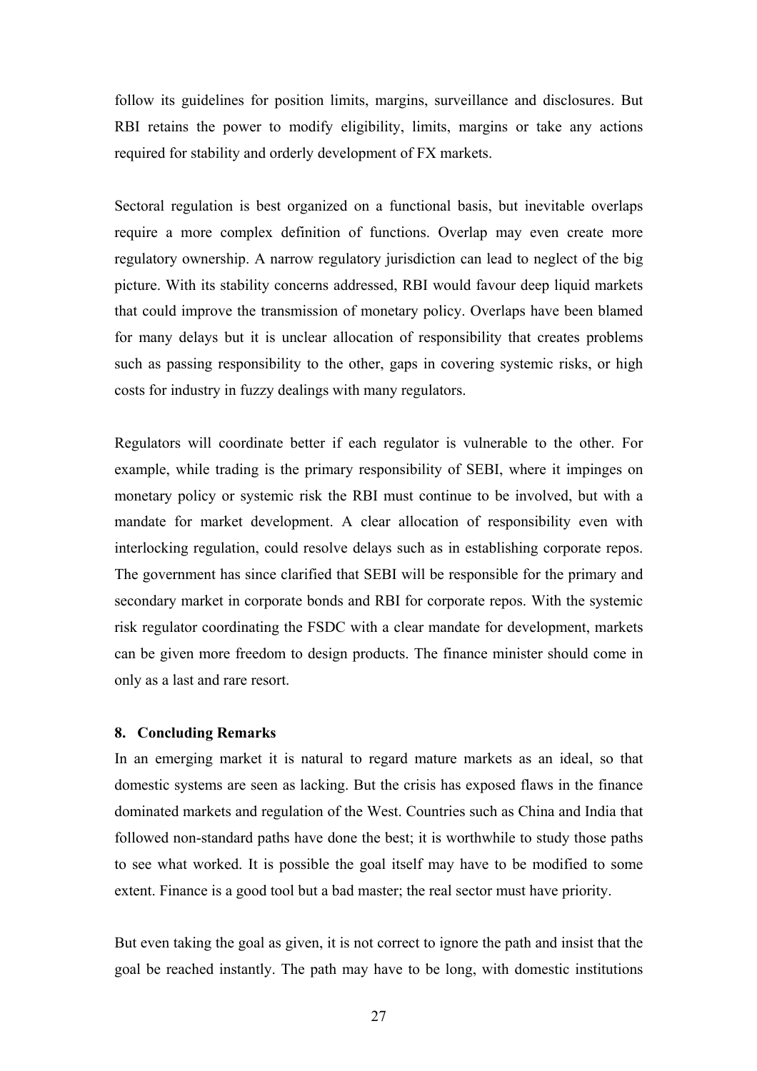follow its guidelines for position limits, margins, surveillance and disclosures. But RBI retains the power to modify eligibility, limits, margins or take any actions required for stability and orderly development of FX markets.

Sectoral regulation is best organized on a functional basis, but inevitable overlaps require a more complex definition of functions. Overlap may even create more regulatory ownership. A narrow regulatory jurisdiction can lead to neglect of the big picture. With its stability concerns addressed, RBI would favour deep liquid markets that could improve the transmission of monetary policy. Overlaps have been blamed for many delays but it is unclear allocation of responsibility that creates problems such as passing responsibility to the other, gaps in covering systemic risks, or high costs for industry in fuzzy dealings with many regulators.

Regulators will coordinate better if each regulator is vulnerable to the other. For example, while trading is the primary responsibility of SEBI, where it impinges on monetary policy or systemic risk the RBI must continue to be involved, but with a mandate for market development. A clear allocation of responsibility even with interlocking regulation, could resolve delays such as in establishing corporate repos. The government has since clarified that SEBI will be responsible for the primary and secondary market in corporate bonds and RBI for corporate repos. With the systemic risk regulator coordinating the FSDC with a clear mandate for development, markets can be given more freedom to design products. The finance minister should come in only as a last and rare resort.

## 8. Concluding Remarks

In an emerging market it is natural to regard mature markets as an ideal, so that domestic systems are seen as lacking. But the crisis has exposed flaws in the finance dominated markets and regulation of the West. Countries such as China and India that followed non-standard paths have done the best; it is worthwhile to study those paths to see what worked. It is possible the goal itself may have to be modified to some extent. Finance is a good tool but a bad master; the real sector must have priority.

But even taking the goal as given, it is not correct to ignore the path and insist that the goal be reached instantly. The path may have to be long, with domestic institutions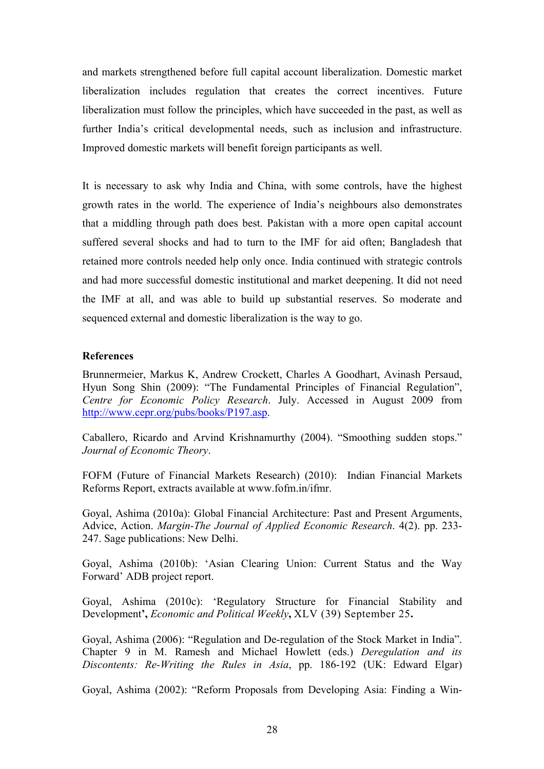and markets strengthened before full capital account liberalization. Domestic market liberalization includes regulation that creates the correct incentives. Future liberalization must follow the principles, which have succeeded in the past, as well as further India's critical developmental needs, such as inclusion and infrastructure. Improved domestic markets will benefit foreign participants as well.

It is necessary to ask why India and China, with some controls, have the highest growth rates in the world. The experience of India's neighbours also demonstrates that a middling through path does best. Pakistan with a more open capital account suffered several shocks and had to turn to the IMF for aid often; Bangladesh that retained more controls needed help only once. India continued with strategic controls and had more successful domestic institutional and market deepening. It did not need the IMF at all, and was able to build up substantial reserves. So moderate and sequenced external and domestic liberalization is the way to go.

**References**

Brunnermeier, Markus K, Andrew Crockett, Charles A Goodhart, Avinash Persaud, Hyun Song Shin (2009): "The Fundamental Principles of Financial Regulation", *Centre for Economic Policy Research*. July. Accessed in August 2009 from http://www.cepr.org/pubs/books/P197.asp.

Caballero, Ricardo and Arvind Krishnamurthy (2004). "Smoothing sudden stops." *Journal of Economic Theory*.

FOFM (Future of Financial Markets Research) (2010): Indian Financial Markets Reforms Report, extracts available at www.fofm.in/ifmr.

Goyal, Ashima (2010a): Global Financial Architecture: Past and Present Arguments, Advice, Action. *Margin-The Journal of Applied Economic Research*. 4(2). pp. 233-247. Sage publications: New Delhi.

Goyal, Ashima (2010b): 'Asian Clearing Union: Current Status and the Way Forward' ADB project report.

Goyal, Ashima (2010c): 'Regulatory Structure for Financial Stability and Development'**,** *Economic and Political Weekly***,** XLV (39) September 25**.**

Goyal, Ashima (2006): "Regulation and De-regulation of the Stock Market in India". Chapter 9 in M. Ramesh and Michael Howlett (eds.) *Deregulation and its Discontents: Re-Writing the Rules in Asia*, pp. 186-192 (UK: Edward Elgar)

Goyal, Ashima (2002): "Reform Proposals from Developing Asia: Finding a Win-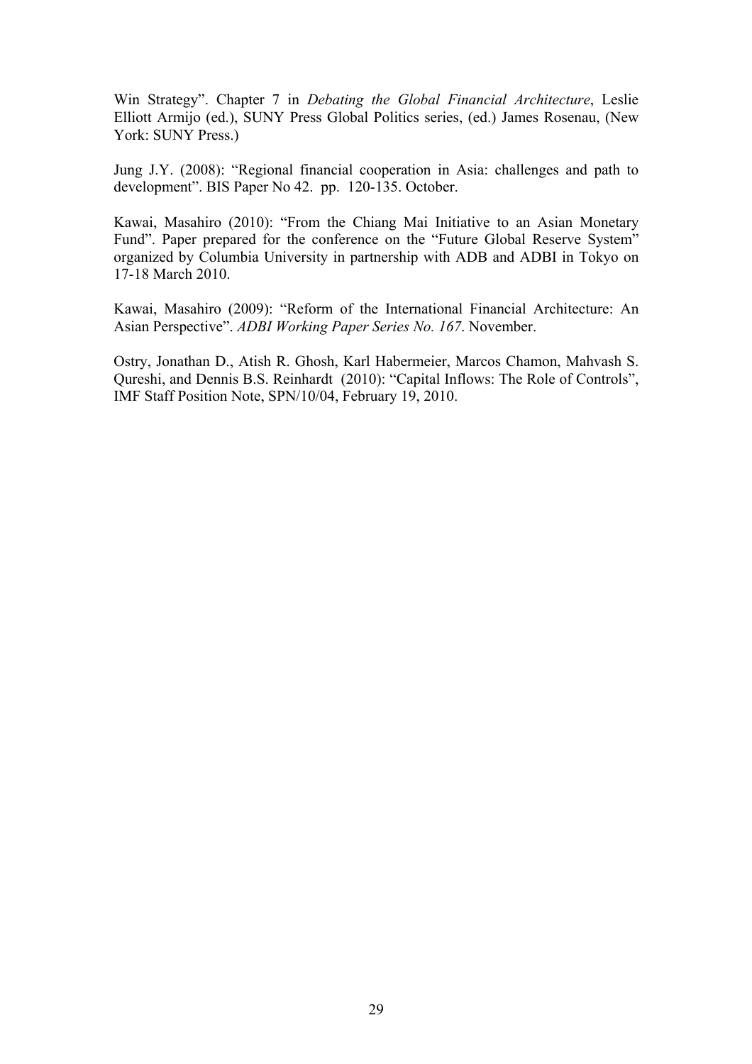Win Strategy". Chapter 7 in *Debating the Global Financial Architecture*, Leslie Elliott Armijo (ed.), SUNY Press Global Politics series, (ed.) James Rosenau, (New York: SUNY Press.)

Jung J.Y. (2008): "Regional financial cooperation in Asia: challenges and path to development". BIS Paper No 42. pp. 120-135. October.

Kawai, Masahiro (2010): "From the Chiang Mai Initiative to an Asian Monetary Fund". Paper prepared for the conference on the "Future Global Reserve System" organized by Columbia University in partnership with ADB and ADBI in Tokyo on 17-18 March 2010.

Kawai, Masahiro (2009): "Reform of the International Financial Architecture: An Asian Perspective". *ADBI Working Paper Series No. 167*. November.

Ostry, Jonathan D., Atish R. Ghosh, Karl Habermeier, Marcos Chamon, Mahvash S. Qureshi, and Dennis B.S. Reinhardt (2010): "Capital Inflows: The Role of Controls", IMF Staff Position Note, SPN/10/04, February 19, 2010.